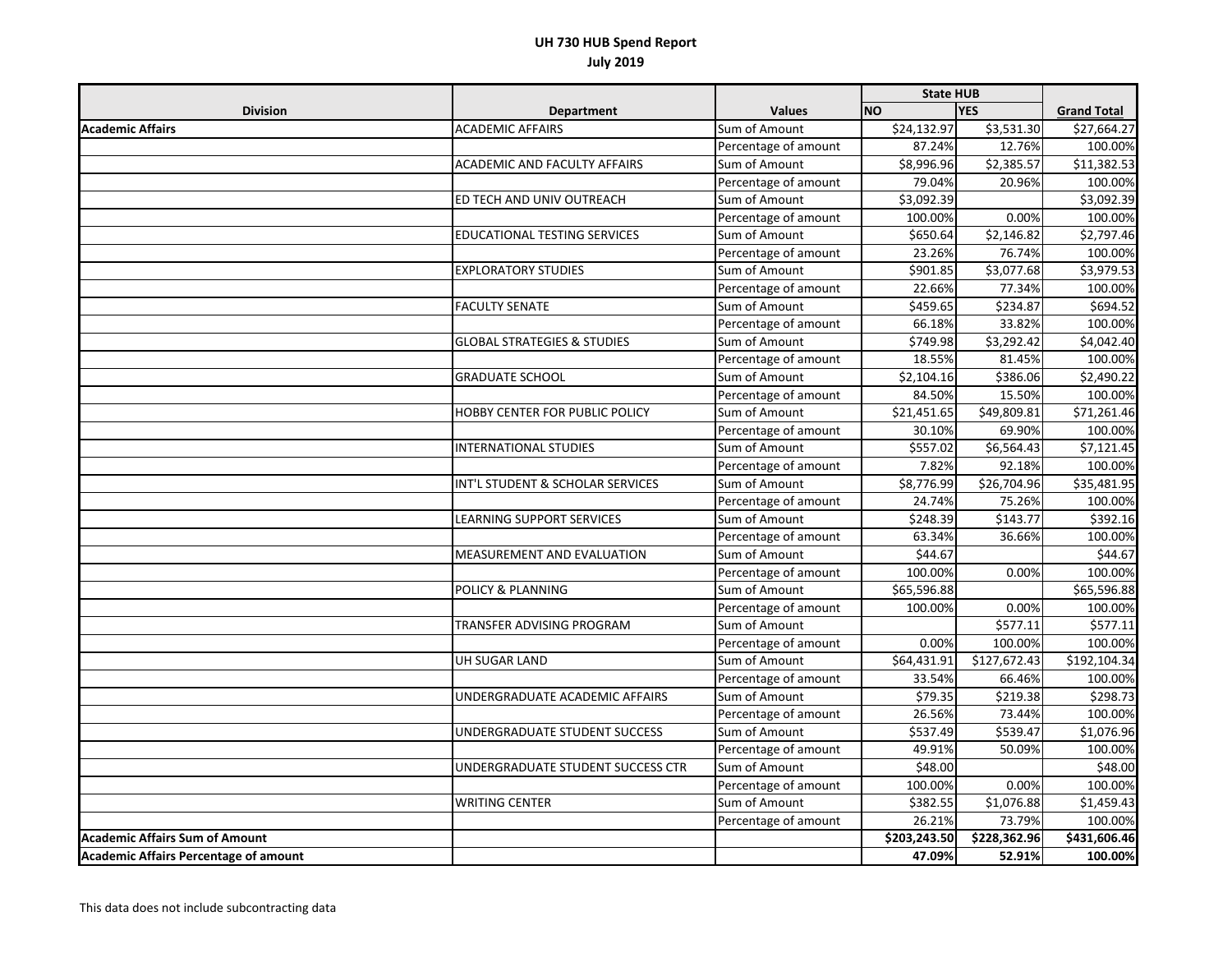# UH 730 HUB Spend Report

## July 2019

| Division | Department | Values | State HUB | | Grand Total |
|---|---|---|---|---|---|
| | | | NO | YES | |
| **Academic Affairs** | ACADEMIC AFFAIRS | Sum of Amount | $24,132.97 | $3,531.30 | $27,664.27 |
| | | Percentage of amount | 87.24% | 12.76% | 100.00% |
| | ACADEMIC AND FACULTY AFFAIRS | Sum of Amount | $8,996.96 | $2,385.57 | $11,382.53 |
| | | Percentage of amount | 79.04% | 20.96% | 100.00% |
| | ED TECH AND UNIV OUTREACH | Sum of Amount | $3,092.39 | | $3,092.39 |
| | | Percentage of amount | 100.00% | 0.00% | 100.00% |
| | EDUCATIONAL TESTING SERVICES | Sum of Amount | $650.64 | $2,146.82 | $2,797.46 |
| | | Percentage of amount | 23.26% | 76.74% | 100.00% |
| | EXPLORATORY STUDIES | Sum of Amount | $901.85 | $3,077.68 | $3,979.53 |
| | | Percentage of amount | 22.66% | 77.34% | 100.00% |
| | FACULTY SENATE | Sum of Amount | $459.65 | $234.87 | $694.52 |
| | | Percentage of amount | 66.18% | 33.82% | 100.00% |
| | GLOBAL STRATEGIES & STUDIES | Sum of Amount | $749.98 | $3,292.42 | $4,042.40 |
| | | Percentage of amount | 18.55% | 81.45% | 100.00% |
| | GRADUATE SCHOOL | Sum of Amount | $2,104.16 | $386.06 | $2,490.22 |
| | | Percentage of amount | 84.50% | 15.50% | 100.00% |
| | HOBBY CENTER FOR PUBLIC POLICY | Sum of Amount | $21,451.65 | $49,809.81 | $71,261.46 |
| | | Percentage of amount | 30.10% | 69.90% | 100.00% |
| | INTERNATIONAL STUDIES | Sum of Amount | $557.02 | $6,564.43 | $7,121.45 |
| | | Percentage of amount | 7.82% | 92.18% | 100.00% |
| | INT'L STUDENT & SCHOLAR SERVICES | Sum of Amount | $8,776.99 | $26,704.96 | $35,481.95 |
| | | Percentage of amount | 24.74% | 75.26% | 100.00% |
| | LEARNING SUPPORT SERVICES | Sum of Amount | $248.39 | $143.77 | $392.16 |
| | | Percentage of amount | 63.34% | 36.66% | 100.00% |
| | MEASUREMENT AND EVALUATION | Sum of Amount | $44.67 | | $44.67 |
| | | Percentage of amount | 100.00% | 0.00% | 100.00% |
| | POLICY & PLANNING | Sum of Amount | $65,596.88 | | $65,596.88 |
| | | Percentage of amount | 100.00% | 0.00% | 100.00% |
| | TRANSFER ADVISING PROGRAM | Sum of Amount | | $577.11 | $577.11 |
| | | Percentage of amount | 0.00% | 100.00% | 100.00% |
| | UH SUGAR LAND | Sum of Amount | $64,431.91 | $127,672.43 | $192,104.34 |
| | | Percentage of amount | 33.54% | 66.46% | 100.00% |
| | UNDERGRADUATE ACADEMIC AFFAIRS | Sum of Amount | $79.35 | $219.38 | $298.73 |
| | | Percentage of amount | 26.56% | 73.44% | 100.00% |
| | UNDERGRADUATE STUDENT SUCCESS | Sum of Amount | $537.49 | $539.47 | $1,076.96 |
| | | Percentage of amount | 49.91% | 50.09% | 100.00% |
| | UNDERGRADUATE STUDENT SUCCESS CTR | Sum of Amount | $48.00 | | $48.00 |
| | | Percentage of amount | 100.00% | 0.00% | 100.00% |
| | WRITING CENTER | Sum of Amount | $382.55 | $1,076.88 | $1,459.43 |
| | | Percentage of amount | 26.21% | 73.79% | 100.00% |
| **Academic Affairs Sum of Amount** | | | **$203,243.50** | **$228,362.96** | **$431,606.46** |
| **Academic Affairs Percentage of amount** | | | **47.09%** | **52.91%** | **100.00%** |

This data does not include subcontracting data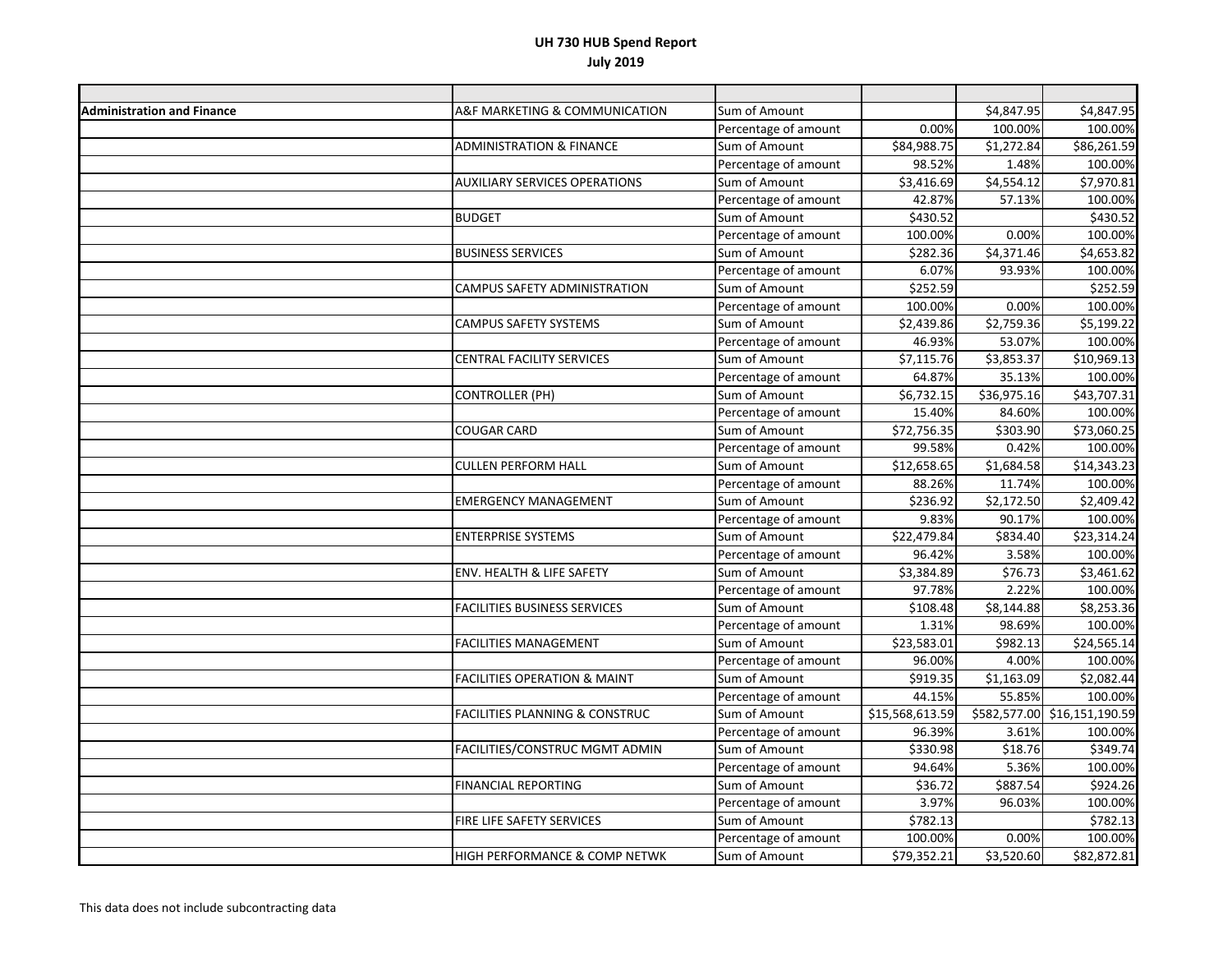# UH 730 HUB Spend Report
## July 2019

| | | | | | |
|---|---|---|---|---|---|
| **Administration and Finance** | A&F MARKETING & COMMUNICATION | Sum of Amount | | $4,847.95 | $4,847.95 |
| | | Percentage of amount | 0.00% | 100.00% | 100.00% |
| | ADMINISTRATION & FINANCE | Sum of Amount | $84,988.75 | $1,272.84 | $86,261.59 |
| | | Percentage of amount | 98.52% | 1.48% | 100.00% |
| | AUXILIARY SERVICES OPERATIONS | Sum of Amount | $3,416.69 | $4,554.12 | $7,970.81 |
| | | Percentage of amount | 42.87% | 57.13% | 100.00% |
| | BUDGET | Sum of Amount | $430.52 | | $430.52 |
| | | Percentage of amount | 100.00% | 0.00% | 100.00% |
| | BUSINESS SERVICES | Sum of Amount | $282.36 | $4,371.46 | $4,653.82 |
| | | Percentage of amount | 6.07% | 93.93% | 100.00% |
| | CAMPUS SAFETY ADMINISTRATION | Sum of Amount | $252.59 | | $252.59 |
| | | Percentage of amount | 100.00% | 0.00% | 100.00% |
| | CAMPUS SAFETY SYSTEMS | Sum of Amount | $2,439.86 | $2,759.36 | $5,199.22 |
| | | Percentage of amount | 46.93% | 53.07% | 100.00% |
| | CENTRAL FACILITY SERVICES | Sum of Amount | $7,115.76 | $3,853.37 | $10,969.13 |
| | | Percentage of amount | 64.87% | 35.13% | 100.00% |
| | CONTROLLER (PH) | Sum of Amount | $6,732.15 | $36,975.16 | $43,707.31 |
| | | Percentage of amount | 15.40% | 84.60% | 100.00% |
| | COUGAR CARD | Sum of Amount | $72,756.35 | $303.90 | $73,060.25 |
| | | Percentage of amount | 99.58% | 0.42% | 100.00% |
| | CULLEN PERFORM HALL | Sum of Amount | $12,658.65 | $1,684.58 | $14,343.23 |
| | | Percentage of amount | 88.26% | 11.74% | 100.00% |
| | EMERGENCY MANAGEMENT | Sum of Amount | $236.92 | $2,172.50 | $2,409.42 |
| | | Percentage of amount | 9.83% | 90.17% | 100.00% |
| | ENTERPRISE SYSTEMS | Sum of Amount | $22,479.84 | $834.40 | $23,314.24 |
| | | Percentage of amount | 96.42% | 3.58% | 100.00% |
| | ENV. HEALTH & LIFE SAFETY | Sum of Amount | $3,384.89 | $76.73 | $3,461.62 |
| | | Percentage of amount | 97.78% | 2.22% | 100.00% |
| | FACILITIES BUSINESS SERVICES | Sum of Amount | $108.48 | $8,144.88 | $8,253.36 |
| | | Percentage of amount | 1.31% | 98.69% | 100.00% |
| | FACILITIES MANAGEMENT | Sum of Amount | $23,583.01 | $982.13 | $24,565.14 |
| | | Percentage of amount | 96.00% | 4.00% | 100.00% |
| | FACILITIES OPERATION & MAINT | Sum of Amount | $919.35 | $1,163.09 | $2,082.44 |
| | | Percentage of amount | 44.15% | 55.85% | 100.00% |
| | FACILITIES PLANNING & CONSTRUC | Sum of Amount | $15,568,613.59 | $582,577.00 | $16,151,190.59 |
| | | Percentage of amount | 96.39% | 3.61% | 100.00% |
| | FACILITIES/CONSTRUC MGMT ADMIN | Sum of Amount | $330.98 | $18.76 | $349.74 |
| | | Percentage of amount | 94.64% | 5.36% | 100.00% |
| | FINANCIAL REPORTING | Sum of Amount | $36.72 | $887.54 | $924.26 |
| | | Percentage of amount | 3.97% | 96.03% | 100.00% |
| | FIRE LIFE SAFETY SERVICES | Sum of Amount | $782.13 | | $782.13 |
| | | Percentage of amount | 100.00% | 0.00% | 100.00% |
| | HIGH PERFORMANCE & COMP NETWK | Sum of Amount | $79,352.21 | $3,520.60 | $82,872.81 |

This data does not include subcontracting data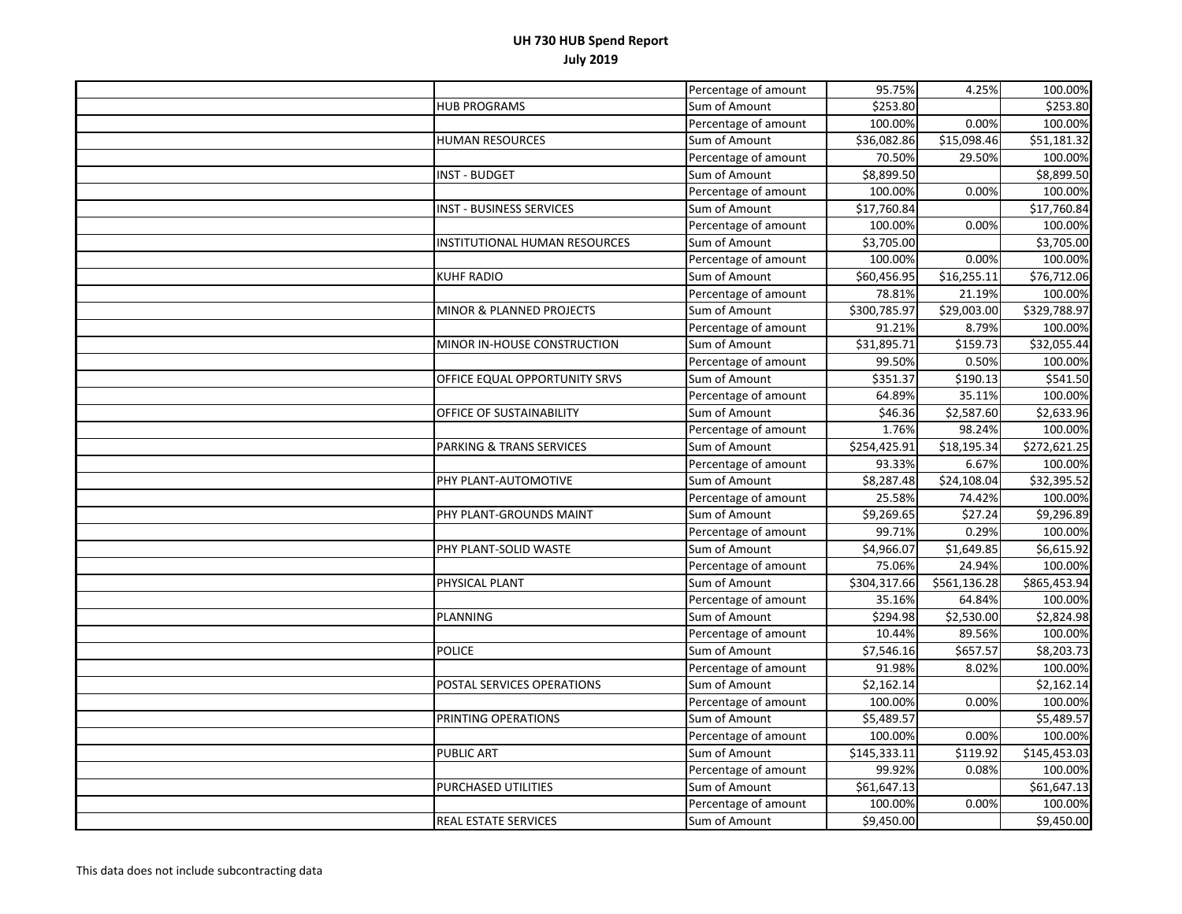# UH 730 HUB Spend Report
## July 2019

| | | | | | |
|---|---|---|---|---|---|
| | | Percentage of amount | 95.75% | 4.25% | 100.00% |
| | HUB PROGRAMS | Sum of Amount | $253.80 | | $253.80 |
| | | Percentage of amount | 100.00% | 0.00% | 100.00% |
| | HUMAN RESOURCES | Sum of Amount | $36,082.86 | $15,098.46 | $51,181.32 |
| | | Percentage of amount | 70.50% | 29.50% | 100.00% |
| | INST - BUDGET | Sum of Amount | $8,899.50 | | $8,899.50 |
| | | Percentage of amount | 100.00% | 0.00% | 100.00% |
| | INST - BUSINESS SERVICES | Sum of Amount | $17,760.84 | | $17,760.84 |
| | | Percentage of amount | 100.00% | 0.00% | 100.00% |
| | INSTITUTIONAL HUMAN RESOURCES | Sum of Amount | $3,705.00 | | $3,705.00 |
| | | Percentage of amount | 100.00% | 0.00% | 100.00% |
| | KUHF RADIO | Sum of Amount | $60,456.95 | $16,255.11 | $76,712.06 |
| | | Percentage of amount | 78.81% | 21.19% | 100.00% |
| | MINOR & PLANNED PROJECTS | Sum of Amount | $300,785.97 | $29,003.00 | $329,788.97 |
| | | Percentage of amount | 91.21% | 8.79% | 100.00% |
| | MINOR IN-HOUSE CONSTRUCTION | Sum of Amount | $31,895.71 | $159.73 | $32,055.44 |
| | | Percentage of amount | 99.50% | 0.50% | 100.00% |
| | OFFICE EQUAL OPPORTUNITY SRVS | Sum of Amount | $351.37 | $190.13 | $541.50 |
| | | Percentage of amount | 64.89% | 35.11% | 100.00% |
| | OFFICE OF SUSTAINABILITY | Sum of Amount | $46.36 | $2,587.60 | $2,633.96 |
| | | Percentage of amount | 1.76% | 98.24% | 100.00% |
| | PARKING & TRANS SERVICES | Sum of Amount | $254,425.91 | $18,195.34 | $272,621.25 |
| | | Percentage of amount | 93.33% | 6.67% | 100.00% |
| | PHY PLANT-AUTOMOTIVE | Sum of Amount | $8,287.48 | $24,108.04 | $32,395.52 |
| | | Percentage of amount | 25.58% | 74.42% | 100.00% |
| | PHY PLANT-GROUNDS MAINT | Sum of Amount | $9,269.65 | $27.24 | $9,296.89 |
| | | Percentage of amount | 99.71% | 0.29% | 100.00% |
| | PHY PLANT-SOLID WASTE | Sum of Amount | $4,966.07 | $1,649.85 | $6,615.92 |
| | | Percentage of amount | 75.06% | 24.94% | 100.00% |
| | PHYSICAL PLANT | Sum of Amount | $304,317.66 | $561,136.28 | $865,453.94 |
| | | Percentage of amount | 35.16% | 64.84% | 100.00% |
| | PLANNING | Sum of Amount | $294.98 | $2,530.00 | $2,824.98 |
| | | Percentage of amount | 10.44% | 89.56% | 100.00% |
| | POLICE | Sum of Amount | $7,546.16 | $657.57 | $8,203.73 |
| | | Percentage of amount | 91.98% | 8.02% | 100.00% |
| | POSTAL SERVICES OPERATIONS | Sum of Amount | $2,162.14 | | $2,162.14 |
| | | Percentage of amount | 100.00% | 0.00% | 100.00% |
| | PRINTING OPERATIONS | Sum of Amount | $5,489.57 | | $5,489.57 |
| | | Percentage of amount | 100.00% | 0.00% | 100.00% |
| | PUBLIC ART | Sum of Amount | $145,333.11 | $119.92 | $145,453.03 |
| | | Percentage of amount | 99.92% | 0.08% | 100.00% |
| | PURCHASED UTILITIES | Sum of Amount | $61,647.13 | | $61,647.13 |
| | | Percentage of amount | 100.00% | 0.00% | 100.00% |
| | REAL ESTATE SERVICES | Sum of Amount | $9,450.00 | | $9,450.00 |

This data does not include subcontracting data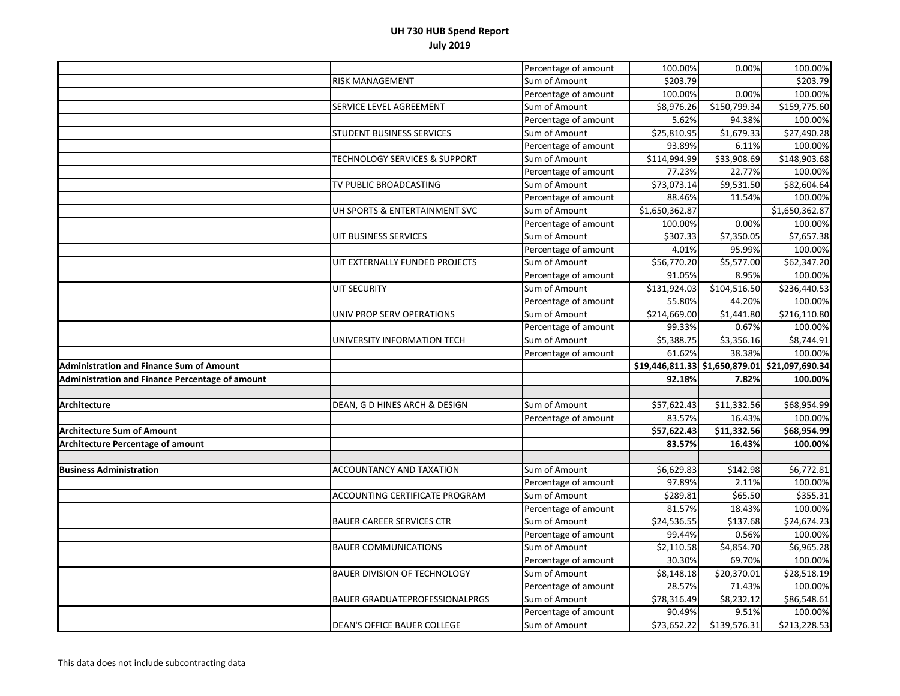# UH 730 HUB Spend Report
## July 2019

| | | | | | |
|---|---|---|---|---|---|
| | | Percentage of amount | 100.00% | 0.00% | 100.00% |
| | RISK MANAGEMENT | Sum of Amount | $203.79 | | $203.79 |
| | | Percentage of amount | 100.00% | 0.00% | 100.00% |
| | SERVICE LEVEL AGREEMENT | Sum of Amount | $8,976.26 | $150,799.34 | $159,775.60 |
| | | Percentage of amount | 5.62% | 94.38% | 100.00% |
| | STUDENT BUSINESS SERVICES | Sum of Amount | $25,810.95 | $1,679.33 | $27,490.28 |
| | | Percentage of amount | 93.89% | 6.11% | 100.00% |
| | TECHNOLOGY SERVICES & SUPPORT | Sum of Amount | $114,994.99 | $33,908.69 | $148,903.68 |
| | | Percentage of amount | 77.23% | 22.77% | 100.00% |
| | TV PUBLIC BROADCASTING | Sum of Amount | $73,073.14 | $9,531.50 | $82,604.64 |
| | | Percentage of amount | 88.46% | 11.54% | 100.00% |
| | UH SPORTS & ENTERTAINMENT SVC | Sum of Amount | $1,650,362.87 | | $1,650,362.87 |
| | | Percentage of amount | 100.00% | 0.00% | 100.00% |
| | UIT BUSINESS SERVICES | Sum of Amount | $307.33 | $7,350.05 | $7,657.38 |
| | | Percentage of amount | 4.01% | 95.99% | 100.00% |
| | UIT EXTERNALLY FUNDED PROJECTS | Sum of Amount | $56,770.20 | $5,577.00 | $62,347.20 |
| | | Percentage of amount | 91.05% | 8.95% | 100.00% |
| | UIT SECURITY | Sum of Amount | $131,924.03 | $104,516.50 | $236,440.53 |
| | | Percentage of amount | 55.80% | 44.20% | 100.00% |
| | UNIV PROP SERV OPERATIONS | Sum of Amount | $214,669.00 | $1,441.80 | $216,110.80 |
| | | Percentage of amount | 99.33% | 0.67% | 100.00% |
| | UNIVERSITY INFORMATION TECH | Sum of Amount | $5,388.75 | $3,356.16 | $8,744.91 |
| | | Percentage of amount | 61.62% | 38.38% | 100.00% |
| **Administration and Finance Sum of Amount** | | | **$19,446,811.33** | **$1,650,879.01** | **$21,097,690.34** |
| **Administration and Finance Percentage of amount** | | | **92.18%** | **7.82%** | **100.00%** |
| | | | | | |
| **Architecture** | DEAN, G D HINES ARCH & DESIGN | Sum of Amount | $57,622.43 | $11,332.56 | $68,954.99 |
| | | Percentage of amount | 83.57% | 16.43% | 100.00% |
| **Architecture Sum of Amount** | | | **$57,622.43** | **$11,332.56** | **$68,954.99** |
| **Architecture Percentage of amount** | | | **83.57%** | **16.43%** | **100.00%** |
| | | | | | |
| **Business Administration** | ACCOUNTANCY AND TAXATION | Sum of Amount | $6,629.83 | $142.98 | $6,772.81 |
| | | Percentage of amount | 97.89% | 2.11% | 100.00% |
| | ACCOUNTING CERTIFICATE PROGRAM | Sum of Amount | $289.81 | $65.50 | $355.31 |
| | | Percentage of amount | 81.57% | 18.43% | 100.00% |
| | BAUER CAREER SERVICES CTR | Sum of Amount | $24,536.55 | $137.68 | $24,674.23 |
| | | Percentage of amount | 99.44% | 0.56% | 100.00% |
| | BAUER COMMUNICATIONS | Sum of Amount | $2,110.58 | $4,854.70 | $6,965.28 |
| | | Percentage of amount | 30.30% | 69.70% | 100.00% |
| | BAUER DIVISION OF TECHNOLOGY | Sum of Amount | $8,148.18 | $20,370.01 | $28,518.19 |
| | | Percentage of amount | 28.57% | 71.43% | 100.00% |
| | BAUER GRADUATEPROFESSIONALPRGS | Sum of Amount | $78,316.49 | $8,232.12 | $86,548.61 |
| | | Percentage of amount | 90.49% | 9.51% | 100.00% |
| | DEAN'S OFFICE BAUER COLLEGE | Sum of Amount | $73,652.22 | $139,576.31 | $213,228.53 |

This data does not include subcontracting data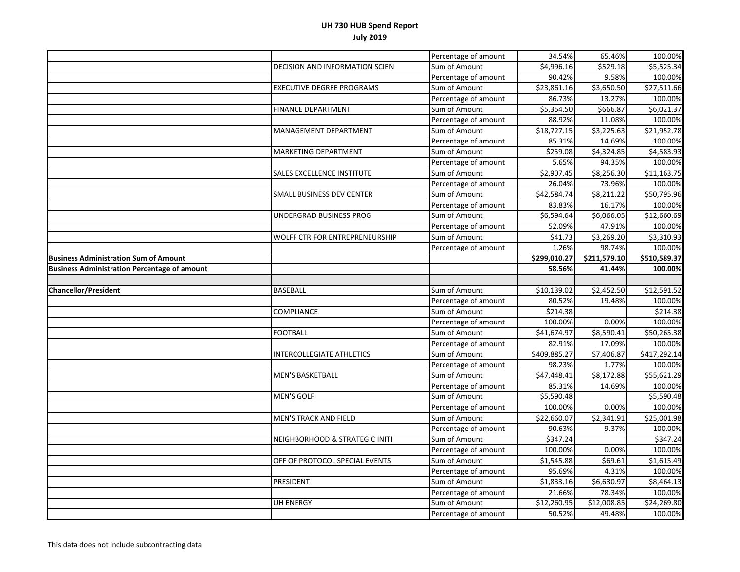# UH 730 HUB Spend Report

## July 2019

| | | | | | |
|---|---|---|---|---|---|
| | | Percentage of amount | 34.54% | 65.46% | 100.00% |
| | DECISION AND INFORMATION SCIEN | Sum of Amount | $4,996.16 | $529.18 | $5,525.34 |
| | | Percentage of amount | 90.42% | 9.58% | 100.00% |
| | EXECUTIVE DEGREE PROGRAMS | Sum of Amount | $23,861.16 | $3,650.50 | $27,511.66 |
| | | Percentage of amount | 86.73% | 13.27% | 100.00% |
| | FINANCE DEPARTMENT | Sum of Amount | $5,354.50 | $666.87 | $6,021.37 |
| | | Percentage of amount | 88.92% | 11.08% | 100.00% |
| | MANAGEMENT DEPARTMENT | Sum of Amount | $18,727.15 | $3,225.63 | $21,952.78 |
| | | Percentage of amount | 85.31% | 14.69% | 100.00% |
| | MARKETING DEPARTMENT | Sum of Amount | $259.08 | $4,324.85 | $4,583.93 |
| | | Percentage of amount | 5.65% | 94.35% | 100.00% |
| | SALES EXCELLENCE INSTITUTE | Sum of Amount | $2,907.45 | $8,256.30 | $11,163.75 |
| | | Percentage of amount | 26.04% | 73.96% | 100.00% |
| | SMALL BUSINESS DEV CENTER | Sum of Amount | $42,584.74 | $8,211.22 | $50,795.96 |
| | | Percentage of amount | 83.83% | 16.17% | 100.00% |
| | UNDERGRAD BUSINESS PROG | Sum of Amount | $6,594.64 | $6,066.05 | $12,660.69 |
| | | Percentage of amount | 52.09% | 47.91% | 100.00% |
| | WOLFF CTR FOR ENTREPRENEURSHIP | Sum of Amount | $41.73 | $3,269.20 | $3,310.93 |
| | | Percentage of amount | 1.26% | 98.74% | 100.00% |
| **Business Administration Sum of Amount** | | | **$299,010.27** | **$211,579.10** | **$510,589.37** |
| **Business Administration Percentage of amount** | | | **58.56%** | **41.44%** | **100.00%** |
| | | | | | |
| **Chancellor/President** | BASEBALL | Sum of Amount | $10,139.02 | $2,452.50 | $12,591.52 |
| | | Percentage of amount | 80.52% | 19.48% | 100.00% |
| | COMPLIANCE | Sum of Amount | $214.38 | | $214.38 |
| | | Percentage of amount | 100.00% | 0.00% | 100.00% |
| | FOOTBALL | Sum of Amount | $41,674.97 | $8,590.41 | $50,265.38 |
| | | Percentage of amount | 82.91% | 17.09% | 100.00% |
| | INTERCOLLEGIATE ATHLETICS | Sum of Amount | $409,885.27 | $7,406.87 | $417,292.14 |
| | | Percentage of amount | 98.23% | 1.77% | 100.00% |
| | MEN'S BASKETBALL | Sum of Amount | $47,448.41 | $8,172.88 | $55,621.29 |
| | | Percentage of amount | 85.31% | 14.69% | 100.00% |
| | MEN'S GOLF | Sum of Amount | $5,590.48 | | $5,590.48 |
| | | Percentage of amount | 100.00% | 0.00% | 100.00% |
| | MEN'S TRACK AND FIELD | Sum of Amount | $22,660.07 | $2,341.91 | $25,001.98 |
| | | Percentage of amount | 90.63% | 9.37% | 100.00% |
| | NEIGHBORHOOD & STRATEGIC INITI | Sum of Amount | $347.24 | | $347.24 |
| | | Percentage of amount | 100.00% | 0.00% | 100.00% |
| | OFF OF PROTOCOL SPECIAL EVENTS | Sum of Amount | $1,545.88 | $69.61 | $1,615.49 |
| | | Percentage of amount | 95.69% | 4.31% | 100.00% |
| | PRESIDENT | Sum of Amount | $1,833.16 | $6,630.97 | $8,464.13 |
| | | Percentage of amount | 21.66% | 78.34% | 100.00% |
| | UH ENERGY | Sum of Amount | $12,260.95 | $12,008.85 | $24,269.80 |
| | | Percentage of amount | 50.52% | 49.48% | 100.00% |

This data does not include subcontracting data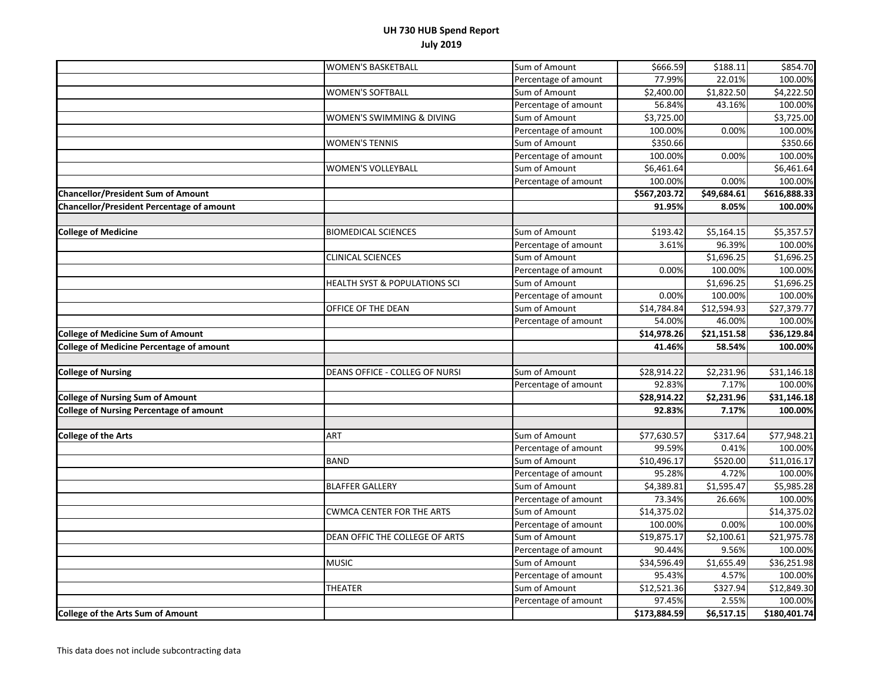# UH 730 HUB Spend Report
## July 2019

| | | | | | |
|---|---|---|---|---|---|
| | WOMEN'S BASKETBALL | Sum of Amount | $666.59 | $188.11 | $854.70 |
| | | Percentage of amount | 77.99% | 22.01% | 100.00% |
| | WOMEN'S SOFTBALL | Sum of Amount | $2,400.00 | $1,822.50 | $4,222.50 |
| | | Percentage of amount | 56.84% | 43.16% | 100.00% |
| | WOMEN'S SWIMMING & DIVING | Sum of Amount | $3,725.00 | | $3,725.00 |
| | | Percentage of amount | 100.00% | 0.00% | 100.00% |
| | WOMEN'S TENNIS | Sum of Amount | $350.66 | | $350.66 |
| | | Percentage of amount | 100.00% | 0.00% | 100.00% |
| | WOMEN'S VOLLEYBALL | Sum of Amount | $6,461.64 | | $6,461.64 |
| | | Percentage of amount | 100.00% | 0.00% | 100.00% |
| **Chancellor/President Sum of Amount** | | | **$567,203.72** | **$49,684.61** | **$616,888.33** |
| **Chancellor/President Percentage of amount** | | | **91.95%** | **8.05%** | **100.00%** |
| | | | | | |
| **College of Medicine** | BIOMEDICAL SCIENCES | Sum of Amount | $193.42 | $5,164.15 | $5,357.57 |
| | | Percentage of amount | 3.61% | 96.39% | 100.00% |
| | CLINICAL SCIENCES | Sum of Amount | | $1,696.25 | $1,696.25 |
| | | Percentage of amount | 0.00% | 100.00% | 100.00% |
| | HEALTH SYST & POPULATIONS SCI | Sum of Amount | | $1,696.25 | $1,696.25 |
| | | Percentage of amount | 0.00% | 100.00% | 100.00% |
| | OFFICE OF THE DEAN | Sum of Amount | $14,784.84 | $12,594.93 | $27,379.77 |
| | | Percentage of amount | 54.00% | 46.00% | 100.00% |
| **College of Medicine Sum of Amount** | | | **$14,978.26** | **$21,151.58** | **$36,129.84** |
| **College of Medicine Percentage of amount** | | | **41.46%** | **58.54%** | **100.00%** |
| | | | | | |
| **College of Nursing** | DEANS OFFICE - COLLEG OF NURSI | Sum of Amount | $28,914.22 | $2,231.96 | $31,146.18 |
| | | Percentage of amount | 92.83% | 7.17% | 100.00% |
| **College of Nursing Sum of Amount** | | | **$28,914.22** | **$2,231.96** | **$31,146.18** |
| **College of Nursing Percentage of amount** | | | **92.83%** | **7.17%** | **100.00%** |
| | | | | | |
| **College of the Arts** | ART | Sum of Amount | $77,630.57 | $317.64 | $77,948.21 |
| | | Percentage of amount | 99.59% | 0.41% | 100.00% |
| | BAND | Sum of Amount | $10,496.17 | $520.00 | $11,016.17 |
| | | Percentage of amount | 95.28% | 4.72% | 100.00% |
| | BLAFFER GALLERY | Sum of Amount | $4,389.81 | $1,595.47 | $5,985.28 |
| | | Percentage of amount | 73.34% | 26.66% | 100.00% |
| | CWMCA CENTER FOR THE ARTS | Sum of Amount | $14,375.02 | | $14,375.02 |
| | | Percentage of amount | 100.00% | 0.00% | 100.00% |
| | DEAN OFFIC THE COLLEGE OF ARTS | Sum of Amount | $19,875.17 | $2,100.61 | $21,975.78 |
| | | Percentage of amount | 90.44% | 9.56% | 100.00% |
| | MUSIC | Sum of Amount | $34,596.49 | $1,655.49 | $36,251.98 |
| | | Percentage of amount | 95.43% | 4.57% | 100.00% |
| | THEATER | Sum of Amount | $12,521.36 | $327.94 | $12,849.30 |
| | | Percentage of amount | 97.45% | 2.55% | 100.00% |
| **College of the Arts Sum of Amount** | | | **$173,884.59** | **$6,517.15** | **$180,401.74** |

This data does not include subcontracting data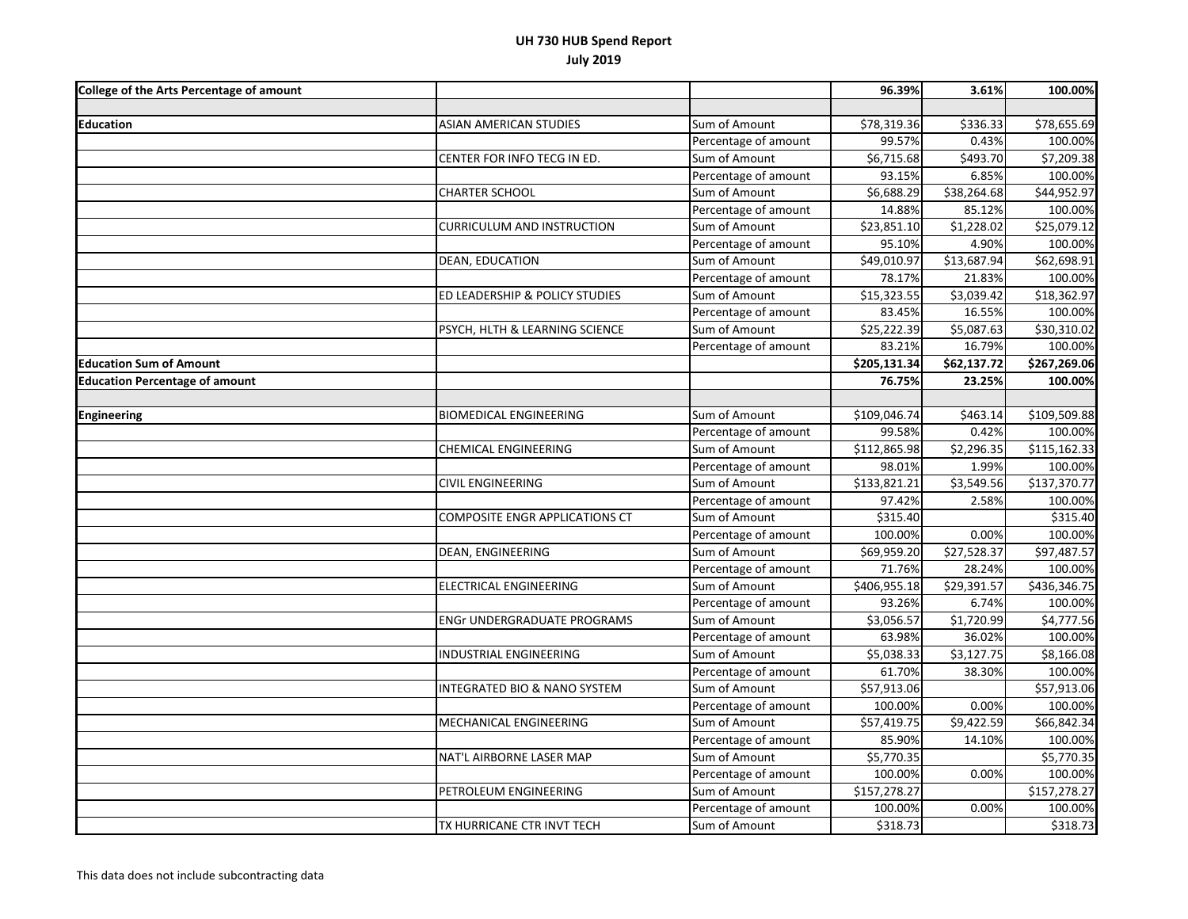# UH 730 HUB Spend Report
## July 2019

| | | | | | |
|---|---|---|---|---|---|
| **College of the Arts Percentage of amount** | | | **96.39%** | **3.61%** | **100.00%** |
| | | | | | |
| **Education** | ASIAN AMERICAN STUDIES | Sum of Amount | $78,319.36 | $336.33 | $78,655.69 |
| | | Percentage of amount | 99.57% | 0.43% | 100.00% |
| | CENTER FOR INFO TECG IN ED. | Sum of Amount | $6,715.68 | $493.70 | $7,209.38 |
| | | Percentage of amount | 93.15% | 6.85% | 100.00% |
| | CHARTER SCHOOL | Sum of Amount | $6,688.29 | $38,264.68 | $44,952.97 |
| | | Percentage of amount | 14.88% | 85.12% | 100.00% |
| | CURRICULUM AND INSTRUCTION | Sum of Amount | $23,851.10 | $1,228.02 | $25,079.12 |
| | | Percentage of amount | 95.10% | 4.90% | 100.00% |
| | DEAN, EDUCATION | Sum of Amount | $49,010.97 | $13,687.94 | $62,698.91 |
| | | Percentage of amount | 78.17% | 21.83% | 100.00% |
| | ED LEADERSHIP & POLICY STUDIES | Sum of Amount | $15,323.55 | $3,039.42 | $18,362.97 |
| | | Percentage of amount | 83.45% | 16.55% | 100.00% |
| | PSYCH, HLTH & LEARNING SCIENCE | Sum of Amount | $25,222.39 | $5,087.63 | $30,310.02 |
| | | Percentage of amount | 83.21% | 16.79% | 100.00% |
| **Education Sum of Amount** | | | **$205,131.34** | **$62,137.72** | **$267,269.06** |
| **Education Percentage of amount** | | | **76.75%** | **23.25%** | **100.00%** |
| | | | | | |
| **Engineering** | BIOMEDICAL ENGINEERING | Sum of Amount | $109,046.74 | $463.14 | $109,509.88 |
| | | Percentage of amount | 99.58% | 0.42% | 100.00% |
| | CHEMICAL ENGINEERING | Sum of Amount | $112,865.98 | $2,296.35 | $115,162.33 |
| | | Percentage of amount | 98.01% | 1.99% | 100.00% |
| | CIVIL ENGINEERING | Sum of Amount | $133,821.21 | $3,549.56 | $137,370.77 |
| | | Percentage of amount | 97.42% | 2.58% | 100.00% |
| | COMPOSITE ENGR APPLICATIONS CT | Sum of Amount | $315.40 | | $315.40 |
| | | Percentage of amount | 100.00% | 0.00% | 100.00% |
| | DEAN, ENGINEERING | Sum of Amount | $69,959.20 | $27,528.37 | $97,487.57 |
| | | Percentage of amount | 71.76% | 28.24% | 100.00% |
| | ELECTRICAL ENGINEERING | Sum of Amount | $406,955.18 | $29,391.57 | $436,346.75 |
| | | Percentage of amount | 93.26% | 6.74% | 100.00% |
| | ENGr UNDERGRADUATE PROGRAMS | Sum of Amount | $3,056.57 | $1,720.99 | $4,777.56 |
| | | Percentage of amount | 63.98% | 36.02% | 100.00% |
| | INDUSTRIAL ENGINEERING | Sum of Amount | $5,038.33 | $3,127.75 | $8,166.08 |
| | | Percentage of amount | 61.70% | 38.30% | 100.00% |
| | INTEGRATED BIO & NANO SYSTEM | Sum of Amount | $57,913.06 | | $57,913.06 |
| | | Percentage of amount | 100.00% | 0.00% | 100.00% |
| | MECHANICAL ENGINEERING | Sum of Amount | $57,419.75 | $9,422.59 | $66,842.34 |
| | | Percentage of amount | 85.90% | 14.10% | 100.00% |
| | NAT'L AIRBORNE LASER MAP | Sum of Amount | $5,770.35 | | $5,770.35 |
| | | Percentage of amount | 100.00% | 0.00% | 100.00% |
| | PETROLEUM ENGINEERING | Sum of Amount | $157,278.27 | | $157,278.27 |
| | | Percentage of amount | 100.00% | 0.00% | 100.00% |
| | TX HURRICANE CTR INVT TECH | Sum of Amount | $318.73 | | $318.73 |

This data does not include subcontracting data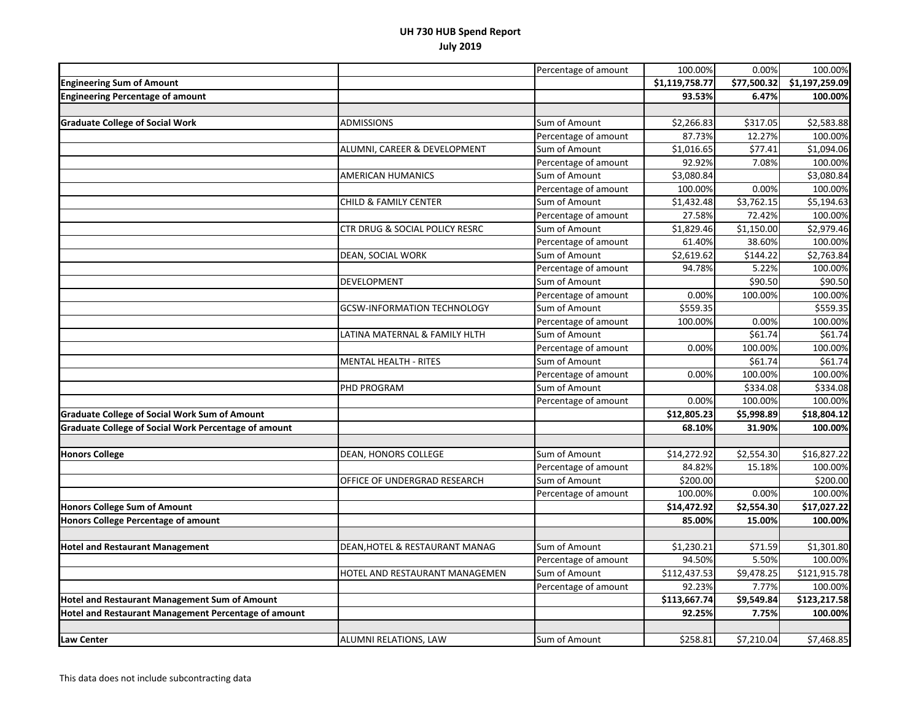# UH 730 HUB Spend Report
## July 2019

| | | | | | |
|---|---|---|---|---|---|
| | | Percentage of amount | 100.00% | 0.00% | 100.00% |
| **Engineering Sum of Amount** | | | **$1,119,758.77** | **$77,500.32** | **$1,197,259.09** |
| **Engineering Percentage of amount** | | | **93.53%** | **6.47%** | **100.00%** |
| | | | | | |
| **Graduate College of Social Work** | ADMISSIONS | Sum of Amount | $2,266.83 | $317.05 | $2,583.88 |
| | | Percentage of amount | 87.73% | 12.27% | 100.00% |
| | ALUMNI, CAREER & DEVELOPMENT | Sum of Amount | $1,016.65 | $77.41 | $1,094.06 |
| | | Percentage of amount | 92.92% | 7.08% | 100.00% |
| | AMERICAN HUMANICS | Sum of Amount | $3,080.84 | | $3,080.84 |
| | | Percentage of amount | 100.00% | 0.00% | 100.00% |
| | CHILD & FAMILY CENTER | Sum of Amount | $1,432.48 | $3,762.15 | $5,194.63 |
| | | Percentage of amount | 27.58% | 72.42% | 100.00% |
| | CTR DRUG & SOCIAL POLICY RESRC | Sum of Amount | $1,829.46 | $1,150.00 | $2,979.46 |
| | | Percentage of amount | 61.40% | 38.60% | 100.00% |
| | DEAN, SOCIAL WORK | Sum of Amount | $2,619.62 | $144.22 | $2,763.84 |
| | | Percentage of amount | 94.78% | 5.22% | 100.00% |
| | DEVELOPMENT | Sum of Amount | | $90.50 | $90.50 |
| | | Percentage of amount | 0.00% | 100.00% | 100.00% |
| | GCSW-INFORMATION TECHNOLOGY | Sum of Amount | $559.35 | | $559.35 |
| | | Percentage of amount | 100.00% | 0.00% | 100.00% |
| | LATINA MATERNAL & FAMILY HLTH | Sum of Amount | | $61.74 | $61.74 |
| | | Percentage of amount | 0.00% | 100.00% | 100.00% |
| | MENTAL HEALTH - RITES | Sum of Amount | | $61.74 | $61.74 |
| | | Percentage of amount | 0.00% | 100.00% | 100.00% |
| | PHD PROGRAM | Sum of Amount | | $334.08 | $334.08 |
| | | Percentage of amount | 0.00% | 100.00% | 100.00% |
| **Graduate College of Social Work Sum of Amount** | | | **$12,805.23** | **$5,998.89** | **$18,804.12** |
| **Graduate College of Social Work Percentage of amount** | | | **68.10%** | **31.90%** | **100.00%** |
| | | | | | |
| **Honors College** | DEAN, HONORS COLLEGE | Sum of Amount | $14,272.92 | $2,554.30 | $16,827.22 |
| | | Percentage of amount | 84.82% | 15.18% | 100.00% |
| | OFFICE OF UNDERGRAD RESEARCH | Sum of Amount | $200.00 | | $200.00 |
| | | Percentage of amount | 100.00% | 0.00% | 100.00% |
| **Honors College Sum of Amount** | | | **$14,472.92** | **$2,554.30** | **$17,027.22** |
| **Honors College Percentage of amount** | | | **85.00%** | **15.00%** | **100.00%** |
| | | | | | |
| **Hotel and Restaurant Management** | DEAN,HOTEL & RESTAURANT MANAG | Sum of Amount | $1,230.21 | $71.59 | $1,301.80 |
| | | Percentage of amount | 94.50% | 5.50% | 100.00% |
| | HOTEL AND RESTAURANT MANAGEMEN | Sum of Amount | $112,437.53 | $9,478.25 | $121,915.78 |
| | | Percentage of amount | 92.23% | 7.77% | 100.00% |
| **Hotel and Restaurant Management Sum of Amount** | | | **$113,667.74** | **$9,549.84** | **$123,217.58** |
| **Hotel and Restaurant Management Percentage of amount** | | | **92.25%** | **7.75%** | **100.00%** |
| | | | | | |
| **Law Center** | ALUMNI RELATIONS, LAW | Sum of Amount | $258.81 | $7,210.04 | $7,468.85 |

This data does not include subcontracting data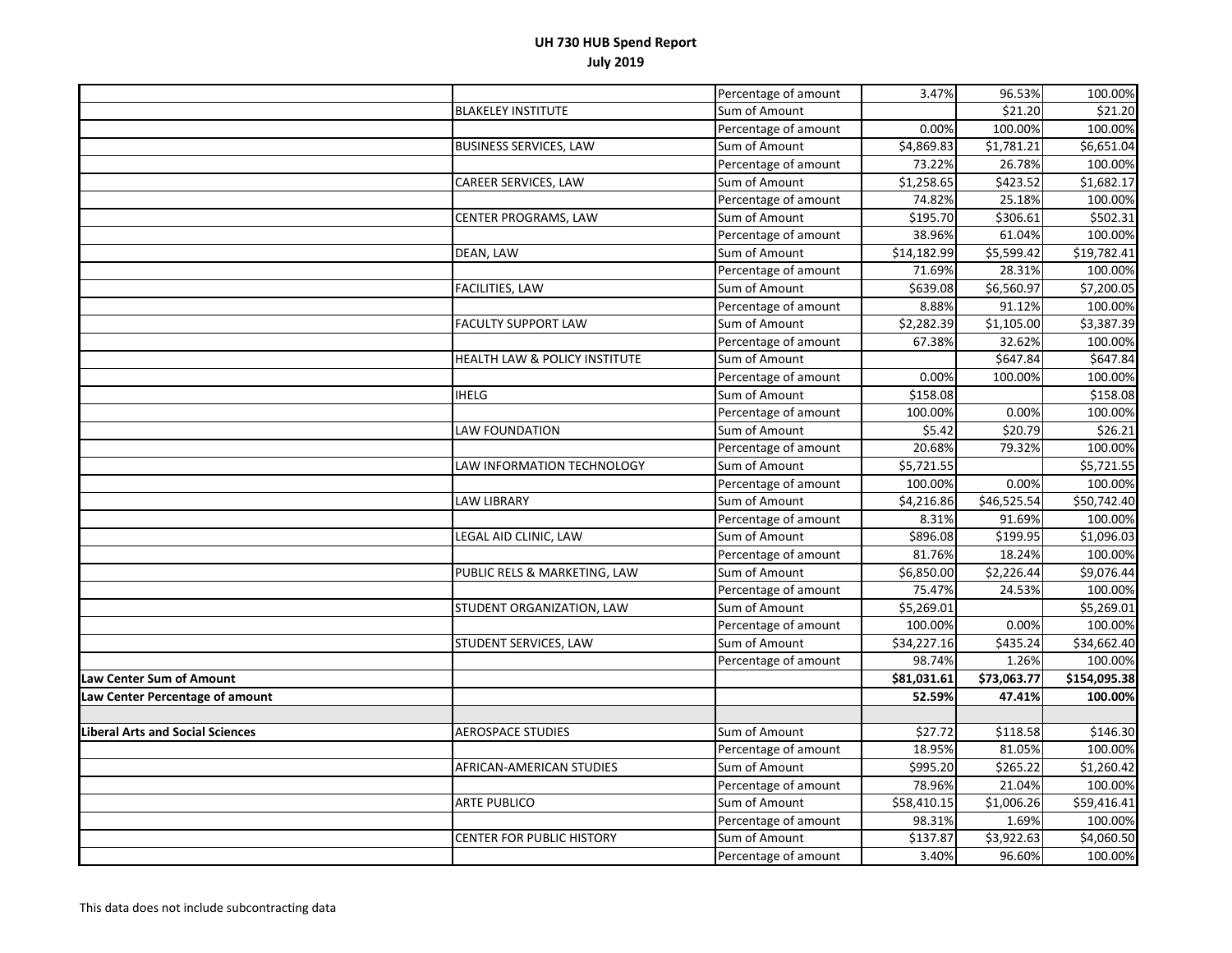# UH 730 HUB Spend Report
## July 2019

| | | | | | |
|---|---|---|---|---|---|
| | | Percentage of amount | 3.47% | 96.53% | 100.00% |
| | BLAKELEY INSTITUTE | Sum of Amount | | $21.20 | $21.20 |
| | | Percentage of amount | 0.00% | 100.00% | 100.00% |
| | BUSINESS SERVICES, LAW | Sum of Amount | $4,869.83 | $1,781.21 | $6,651.04 |
| | | Percentage of amount | 73.22% | 26.78% | 100.00% |
| | CAREER SERVICES, LAW | Sum of Amount | $1,258.65 | $423.52 | $1,682.17 |
| | | Percentage of amount | 74.82% | 25.18% | 100.00% |
| | CENTER PROGRAMS, LAW | Sum of Amount | $195.70 | $306.61 | $502.31 |
| | | Percentage of amount | 38.96% | 61.04% | 100.00% |
| | DEAN, LAW | Sum of Amount | $14,182.99 | $5,599.42 | $19,782.41 |
| | | Percentage of amount | 71.69% | 28.31% | 100.00% |
| | FACILITIES, LAW | Sum of Amount | $639.08 | $6,560.97 | $7,200.05 |
| | | Percentage of amount | 8.88% | 91.12% | 100.00% |
| | FACULTY SUPPORT LAW | Sum of Amount | $2,282.39 | $1,105.00 | $3,387.39 |
| | | Percentage of amount | 67.38% | 32.62% | 100.00% |
| | HEALTH LAW & POLICY INSTITUTE | Sum of Amount | | $647.84 | $647.84 |
| | | Percentage of amount | 0.00% | 100.00% | 100.00% |
| | IHELG | Sum of Amount | $158.08 | | $158.08 |
| | | Percentage of amount | 100.00% | 0.00% | 100.00% |
| | LAW FOUNDATION | Sum of Amount | $5.42 | $20.79 | $26.21 |
| | | Percentage of amount | 20.68% | 79.32% | 100.00% |
| | LAW INFORMATION TECHNOLOGY | Sum of Amount | $5,721.55 | | $5,721.55 |
| | | Percentage of amount | 100.00% | 0.00% | 100.00% |
| | LAW LIBRARY | Sum of Amount | $4,216.86 | $46,525.54 | $50,742.40 |
| | | Percentage of amount | 8.31% | 91.69% | 100.00% |
| | LEGAL AID CLINIC, LAW | Sum of Amount | $896.08 | $199.95 | $1,096.03 |
| | | Percentage of amount | 81.76% | 18.24% | 100.00% |
| | PUBLIC RELS & MARKETING, LAW | Sum of Amount | $6,850.00 | $2,226.44 | $9,076.44 |
| | | Percentage of amount | 75.47% | 24.53% | 100.00% |
| | STUDENT ORGANIZATION, LAW | Sum of Amount | $5,269.01 | | $5,269.01 |
| | | Percentage of amount | 100.00% | 0.00% | 100.00% |
| | STUDENT SERVICES, LAW | Sum of Amount | $34,227.16 | $435.24 | $34,662.40 |
| | | Percentage of amount | 98.74% | 1.26% | 100.00% |
| **Law Center Sum of Amount** | | | **$81,031.61** | **$73,063.77** | **$154,095.38** |
| **Law Center Percentage of amount** | | | **52.59%** | **47.41%** | **100.00%** |
| | | | | | |
| **Liberal Arts and Social Sciences** | AEROSPACE STUDIES | Sum of Amount | $27.72 | $118.58 | $146.30 |
| | | Percentage of amount | 18.95% | 81.05% | 100.00% |
| | AFRICAN-AMERICAN STUDIES | Sum of Amount | $995.20 | $265.22 | $1,260.42 |
| | | Percentage of amount | 78.96% | 21.04% | 100.00% |
| | ARTE PUBLICO | Sum of Amount | $58,410.15 | $1,006.26 | $59,416.41 |
| | | Percentage of amount | 98.31% | 1.69% | 100.00% |
| | CENTER FOR PUBLIC HISTORY | Sum of Amount | $137.87 | $3,922.63 | $4,060.50 |
| | | Percentage of amount | 3.40% | 96.60% | 100.00% |

This data does not include subcontracting data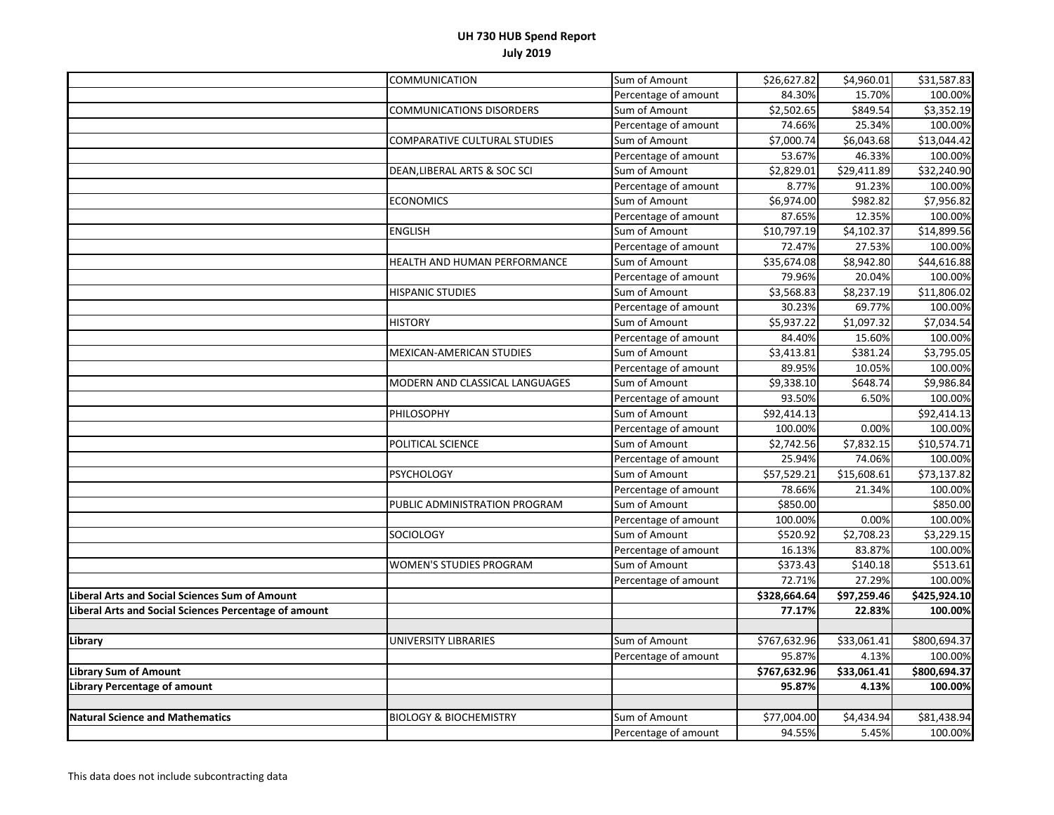# UH 730 HUB Spend Report
## July 2019

| | | | | | |
|---|---|---|---|---|---|
| | COMMUNICATION | Sum of Amount | $26,627.82 | $4,960.01 | $31,587.83 |
| | | Percentage of amount | 84.30% | 15.70% | 100.00% |
| | COMMUNICATIONS DISORDERS | Sum of Amount | $2,502.65 | $849.54 | $3,352.19 |
| | | Percentage of amount | 74.66% | 25.34% | 100.00% |
| | COMPARATIVE CULTURAL STUDIES | Sum of Amount | $7,000.74 | $6,043.68 | $13,044.42 |
| | | Percentage of amount | 53.67% | 46.33% | 100.00% |
| | DEAN,LIBERAL ARTS & SOC SCI | Sum of Amount | $2,829.01 | $29,411.89 | $32,240.90 |
| | | Percentage of amount | 8.77% | 91.23% | 100.00% |
| | ECONOMICS | Sum of Amount | $6,974.00 | $982.82 | $7,956.82 |
| | | Percentage of amount | 87.65% | 12.35% | 100.00% |
| | ENGLISH | Sum of Amount | $10,797.19 | $4,102.37 | $14,899.56 |
| | | Percentage of amount | 72.47% | 27.53% | 100.00% |
| | HEALTH AND HUMAN PERFORMANCE | Sum of Amount | $35,674.08 | $8,942.80 | $44,616.88 |
| | | Percentage of amount | 79.96% | 20.04% | 100.00% |
| | HISPANIC STUDIES | Sum of Amount | $3,568.83 | $8,237.19 | $11,806.02 |
| | | Percentage of amount | 30.23% | 69.77% | 100.00% |
| | HISTORY | Sum of Amount | $5,937.22 | $1,097.32 | $7,034.54 |
| | | Percentage of amount | 84.40% | 15.60% | 100.00% |
| | MEXICAN-AMERICAN STUDIES | Sum of Amount | $3,413.81 | $381.24 | $3,795.05 |
| | | Percentage of amount | 89.95% | 10.05% | 100.00% |
| | MODERN AND CLASSICAL LANGUAGES | Sum of Amount | $9,338.10 | $648.74 | $9,986.84 |
| | | Percentage of amount | 93.50% | 6.50% | 100.00% |
| | PHILOSOPHY | Sum of Amount | $92,414.13 | | $92,414.13 |
| | | Percentage of amount | 100.00% | 0.00% | 100.00% |
| | POLITICAL SCIENCE | Sum of Amount | $2,742.56 | $7,832.15 | $10,574.71 |
| | | Percentage of amount | 25.94% | 74.06% | 100.00% |
| | PSYCHOLOGY | Sum of Amount | $57,529.21 | $15,608.61 | $73,137.82 |
| | | Percentage of amount | 78.66% | 21.34% | 100.00% |
| | PUBLIC ADMINISTRATION PROGRAM | Sum of Amount | $850.00 | | $850.00 |
| | | Percentage of amount | 100.00% | 0.00% | 100.00% |
| | SOCIOLOGY | Sum of Amount | $520.92 | $2,708.23 | $3,229.15 |
| | | Percentage of amount | 16.13% | 83.87% | 100.00% |
| | WOMEN'S STUDIES PROGRAM | Sum of Amount | $373.43 | $140.18 | $513.61 |
| | | Percentage of amount | 72.71% | 27.29% | 100.00% |
| **Liberal Arts and Social Sciences Sum of Amount** | | | **$328,664.64** | **$97,259.46** | **$425,924.10** |
| **Liberal Arts and Social Sciences Percentage of amount** | | | **77.17%** | **22.83%** | **100.00%** |
| | | | | | |
| **Library** | UNIVERSITY LIBRARIES | Sum of Amount | $767,632.96 | $33,061.41 | $800,694.37 |
| | | Percentage of amount | 95.87% | 4.13% | 100.00% |
| **Library Sum of Amount** | | | **$767,632.96** | **$33,061.41** | **$800,694.37** |
| **Library Percentage of amount** | | | **95.87%** | **4.13%** | **100.00%** |
| | | | | | |
| **Natural Science and Mathematics** | BIOLOGY & BIOCHEMISTRY | Sum of Amount | $77,004.00 | $4,434.94 | $81,438.94 |
| | | Percentage of amount | 94.55% | 5.45% | 100.00% |

This data does not include subcontracting data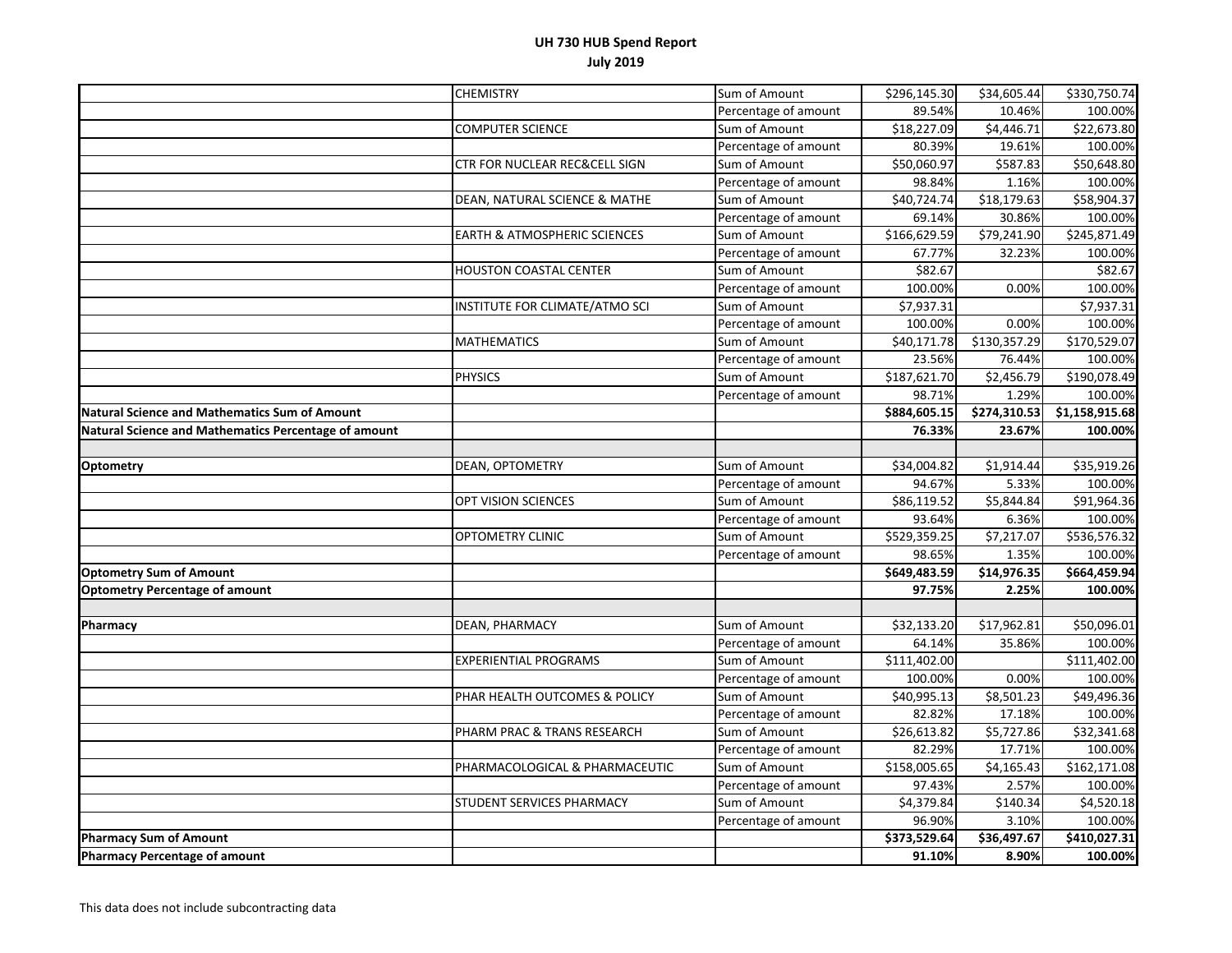# UH 730 HUB Spend Report
## July 2019

| | | | | | |
|---|---|---|---|---|---|
| | CHEMISTRY | Sum of Amount | $296,145.30 | $34,605.44 | $330,750.74 |
| | | Percentage of amount | 89.54% | 10.46% | 100.00% |
| | COMPUTER SCIENCE | Sum of Amount | $18,227.09 | $4,446.71 | $22,673.80 |
| | | Percentage of amount | 80.39% | 19.61% | 100.00% |
| | CTR FOR NUCLEAR REC&CELL SIGN | Sum of Amount | $50,060.97 | $587.83 | $50,648.80 |
| | | Percentage of amount | 98.84% | 1.16% | 100.00% |
| | DEAN, NATURAL SCIENCE & MATHE | Sum of Amount | $40,724.74 | $18,179.63 | $58,904.37 |
| | | Percentage of amount | 69.14% | 30.86% | 100.00% |
| | EARTH & ATMOSPHERIC SCIENCES | Sum of Amount | $166,629.59 | $79,241.90 | $245,871.49 |
| | | Percentage of amount | 67.77% | 32.23% | 100.00% |
| | HOUSTON COASTAL CENTER | Sum of Amount | $82.67 | | $82.67 |
| | | Percentage of amount | 100.00% | 0.00% | 100.00% |
| | INSTITUTE FOR CLIMATE/ATMO SCI | Sum of Amount | $7,937.31 | | $7,937.31 |
| | | Percentage of amount | 100.00% | 0.00% | 100.00% |
| | MATHEMATICS | Sum of Amount | $40,171.78 | $130,357.29 | $170,529.07 |
| | | Percentage of amount | 23.56% | 76.44% | 100.00% |
| | PHYSICS | Sum of Amount | $187,621.70 | $2,456.79 | $190,078.49 |
| | | Percentage of amount | 98.71% | 1.29% | 100.00% |
| **Natural Science and Mathematics Sum of Amount** | | | **$884,605.15** | **$274,310.53** | **$1,158,915.68** |
| **Natural Science and Mathematics Percentage of amount** | | | **76.33%** | **23.67%** | **100.00%** |
| | | | | | |
| **Optometry** | DEAN, OPTOMETRY | Sum of Amount | $34,004.82 | $1,914.44 | $35,919.26 |
| | | Percentage of amount | 94.67% | 5.33% | 100.00% |
| | OPT VISION SCIENCES | Sum of Amount | $86,119.52 | $5,844.84 | $91,964.36 |
| | | Percentage of amount | 93.64% | 6.36% | 100.00% |
| | OPTOMETRY CLINIC | Sum of Amount | $529,359.25 | $7,217.07 | $536,576.32 |
| | | Percentage of amount | 98.65% | 1.35% | 100.00% |
| **Optometry Sum of Amount** | | | **$649,483.59** | **$14,976.35** | **$664,459.94** |
| **Optometry Percentage of amount** | | | **97.75%** | **2.25%** | **100.00%** |
| | | | | | |
| **Pharmacy** | DEAN, PHARMACY | Sum of Amount | $32,133.20 | $17,962.81 | $50,096.01 |
| | | Percentage of amount | 64.14% | 35.86% | 100.00% |
| | EXPERIENTIAL PROGRAMS | Sum of Amount | $111,402.00 | | $111,402.00 |
| | | Percentage of amount | 100.00% | 0.00% | 100.00% |
| | PHAR HEALTH OUTCOMES & POLICY | Sum of Amount | $40,995.13 | $8,501.23 | $49,496.36 |
| | | Percentage of amount | 82.82% | 17.18% | 100.00% |
| | PHARM PRAC & TRANS RESEARCH | Sum of Amount | $26,613.82 | $5,727.86 | $32,341.68 |
| | | Percentage of amount | 82.29% | 17.71% | 100.00% |
| | PHARMACOLOGICAL & PHARMACEUTIC | Sum of Amount | $158,005.65 | $4,165.43 | $162,171.08 |
| | | Percentage of amount | 97.43% | 2.57% | 100.00% |
| | STUDENT SERVICES PHARMACY | Sum of Amount | $4,379.84 | $140.34 | $4,520.18 |
| | | Percentage of amount | 96.90% | 3.10% | 100.00% |
| **Pharmacy Sum of Amount** | | | **$373,529.64** | **$36,497.67** | **$410,027.31** |
| **Pharmacy Percentage of amount** | | | **91.10%** | **8.90%** | **100.00%** |

This data does not include subcontracting data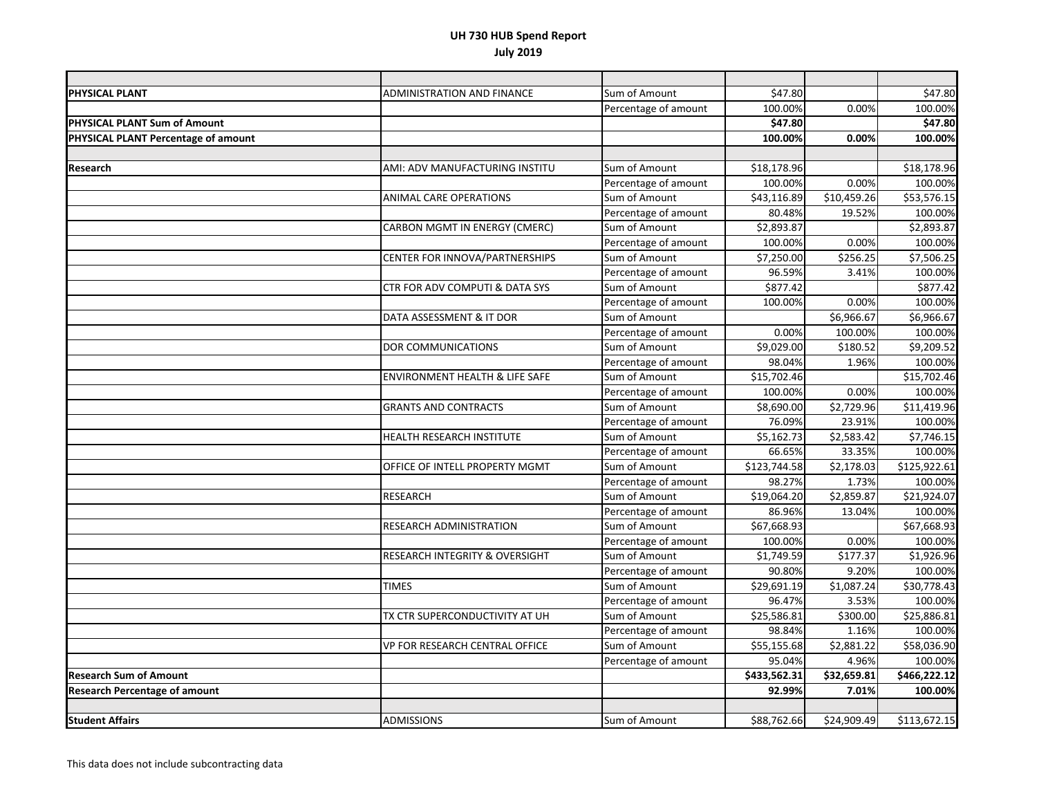**UH 730 HUB Spend Report**
**July 2019**

| | | | | | |
|---|---|---|---|---|---|
| **PHYSICAL PLANT** | ADMINISTRATION AND FINANCE | Sum of Amount | $47.80 | | $47.80 |
| | | Percentage of amount | 100.00% | 0.00% | 100.00% |
| **PHYSICAL PLANT Sum of Amount** | | | **$47.80** | | **$47.80** |
| **PHYSICAL PLANT Percentage of amount** | | | **100.00%** | **0.00%** | **100.00%** |
| | | | | | |
| **Research** | AMI: ADV MANUFACTURING INSTITU | Sum of Amount | $18,178.96 | | $18,178.96 |
| | | Percentage of amount | 100.00% | 0.00% | 100.00% |
| | ANIMAL CARE OPERATIONS | Sum of Amount | $43,116.89 | $10,459.26 | $53,576.15 |
| | | Percentage of amount | 80.48% | 19.52% | 100.00% |
| | CARBON MGMT IN ENERGY (CMERC) | Sum of Amount | $2,893.87 | | $2,893.87 |
| | | Percentage of amount | 100.00% | 0.00% | 100.00% |
| | CENTER FOR INNOVA/PARTNERSHIPS | Sum of Amount | $7,250.00 | $256.25 | $7,506.25 |
| | | Percentage of amount | 96.59% | 3.41% | 100.00% |
| | CTR FOR ADV COMPUTI & DATA SYS | Sum of Amount | $877.42 | | $877.42 |
| | | Percentage of amount | 100.00% | 0.00% | 100.00% |
| | DATA ASSESSMENT & IT DOR | Sum of Amount | | $6,966.67 | $6,966.67 |
| | | Percentage of amount | 0.00% | 100.00% | 100.00% |
| | DOR COMMUNICATIONS | Sum of Amount | $9,029.00 | $180.52 | $9,209.52 |
| | | Percentage of amount | 98.04% | 1.96% | 100.00% |
| | ENVIRONMENT HEALTH & LIFE SAFE | Sum of Amount | $15,702.46 | | $15,702.46 |
| | | Percentage of amount | 100.00% | 0.00% | 100.00% |
| | GRANTS AND CONTRACTS | Sum of Amount | $8,690.00 | $2,729.96 | $11,419.96 |
| | | Percentage of amount | 76.09% | 23.91% | 100.00% |
| | HEALTH RESEARCH INSTITUTE | Sum of Amount | $5,162.73 | $2,583.42 | $7,746.15 |
| | | Percentage of amount | 66.65% | 33.35% | 100.00% |
| | OFFICE OF INTELL PROPERTY MGMT | Sum of Amount | $123,744.58 | $2,178.03 | $125,922.61 |
| | | Percentage of amount | 98.27% | 1.73% | 100.00% |
| | RESEARCH | Sum of Amount | $19,064.20 | $2,859.87 | $21,924.07 |
| | | Percentage of amount | 86.96% | 13.04% | 100.00% |
| | RESEARCH ADMINISTRATION | Sum of Amount | $67,668.93 | | $67,668.93 |
| | | Percentage of amount | 100.00% | 0.00% | 100.00% |
| | RESEARCH INTEGRITY & OVERSIGHT | Sum of Amount | $1,749.59 | $177.37 | $1,926.96 |
| | | Percentage of amount | 90.80% | 9.20% | 100.00% |
| | TIMES | Sum of Amount | $29,691.19 | $1,087.24 | $30,778.43 |
| | | Percentage of amount | 96.47% | 3.53% | 100.00% |
| | TX CTR SUPERCONDUCTIVITY AT UH | Sum of Amount | $25,586.81 | $300.00 | $25,886.81 |
| | | Percentage of amount | 98.84% | 1.16% | 100.00% |
| | VP FOR RESEARCH CENTRAL OFFICE | Sum of Amount | $55,155.68 | $2,881.22 | $58,036.90 |
| | | Percentage of amount | 95.04% | 4.96% | 100.00% |
| **Research Sum of Amount** | | | **$433,562.31** | **$32,659.81** | **$466,222.12** |
| **Research Percentage of amount** | | | **92.99%** | **7.01%** | **100.00%** |
| | | | | | |
| **Student Affairs** | ADMISSIONS | Sum of Amount | $88,762.66 | $24,909.49 | $113,672.15 |

This data does not include subcontracting data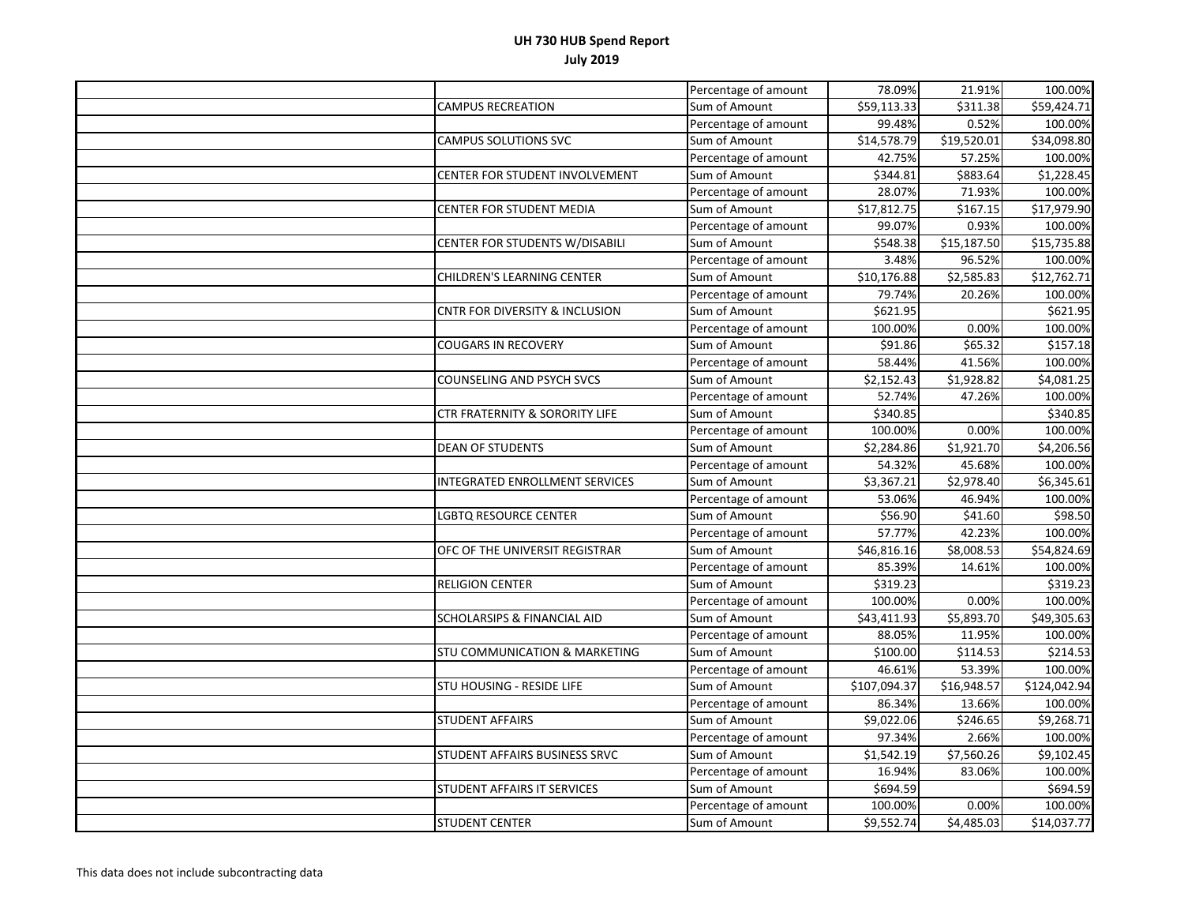# UH 730 HUB Spend Report
## July 2019

| | | | | | |
|---|---|---|---|---|---|
| | | Percentage of amount | 78.09% | 21.91% | 100.00% |
| | CAMPUS RECREATION | Sum of Amount | $59,113.33 | $311.38 | $59,424.71 |
| | | Percentage of amount | 99.48% | 0.52% | 100.00% |
| | CAMPUS SOLUTIONS SVC | Sum of Amount | $14,578.79 | $19,520.01 | $34,098.80 |
| | | Percentage of amount | 42.75% | 57.25% | 100.00% |
| | CENTER FOR STUDENT INVOLVEMENT | Sum of Amount | $344.81 | $883.64 | $1,228.45 |
| | | Percentage of amount | 28.07% | 71.93% | 100.00% |
| | CENTER FOR STUDENT MEDIA | Sum of Amount | $17,812.75 | $167.15 | $17,979.90 |
| | | Percentage of amount | 99.07% | 0.93% | 100.00% |
| | CENTER FOR STUDENTS W/DISABILI | Sum of Amount | $548.38 | $15,187.50 | $15,735.88 |
| | | Percentage of amount | 3.48% | 96.52% | 100.00% |
| | CHILDREN'S LEARNING CENTER | Sum of Amount | $10,176.88 | $2,585.83 | $12,762.71 |
| | | Percentage of amount | 79.74% | 20.26% | 100.00% |
| | CNTR FOR DIVERSITY & INCLUSION | Sum of Amount | $621.95 | | $621.95 |
| | | Percentage of amount | 100.00% | 0.00% | 100.00% |
| | COUGARS IN RECOVERY | Sum of Amount | $91.86 | $65.32 | $157.18 |
| | | Percentage of amount | 58.44% | 41.56% | 100.00% |
| | COUNSELING AND PSYCH SVCS | Sum of Amount | $2,152.43 | $1,928.82 | $4,081.25 |
| | | Percentage of amount | 52.74% | 47.26% | 100.00% |
| | CTR FRATERNITY & SORORITY LIFE | Sum of Amount | $340.85 | | $340.85 |
| | | Percentage of amount | 100.00% | 0.00% | 100.00% |
| | DEAN OF STUDENTS | Sum of Amount | $2,284.86 | $1,921.70 | $4,206.56 |
| | | Percentage of amount | 54.32% | 45.68% | 100.00% |
| | INTEGRATED ENROLLMENT SERVICES | Sum of Amount | $3,367.21 | $2,978.40 | $6,345.61 |
| | | Percentage of amount | 53.06% | 46.94% | 100.00% |
| | LGBTQ RESOURCE CENTER | Sum of Amount | $56.90 | $41.60 | $98.50 |
| | | Percentage of amount | 57.77% | 42.23% | 100.00% |
| | OFC OF THE UNIVERSIT REGISTRAR | Sum of Amount | $46,816.16 | $8,008.53 | $54,824.69 |
| | | Percentage of amount | 85.39% | 14.61% | 100.00% |
| | RELIGION CENTER | Sum of Amount | $319.23 | | $319.23 |
| | | Percentage of amount | 100.00% | 0.00% | 100.00% |
| | SCHOLARSIPS & FINANCIAL AID | Sum of Amount | $43,411.93 | $5,893.70 | $49,305.63 |
| | | Percentage of amount | 88.05% | 11.95% | 100.00% |
| | STU COMMUNICATION & MARKETING | Sum of Amount | $100.00 | $114.53 | $214.53 |
| | | Percentage of amount | 46.61% | 53.39% | 100.00% |
| | STU HOUSING - RESIDE LIFE | Sum of Amount | $107,094.37 | $16,948.57 | $124,042.94 |
| | | Percentage of amount | 86.34% | 13.66% | 100.00% |
| | STUDENT AFFAIRS | Sum of Amount | $9,022.06 | $246.65 | $9,268.71 |
| | | Percentage of amount | 97.34% | 2.66% | 100.00% |
| | STUDENT AFFAIRS BUSINESS SRVC | Sum of Amount | $1,542.19 | $7,560.26 | $9,102.45 |
| | | Percentage of amount | 16.94% | 83.06% | 100.00% |
| | STUDENT AFFAIRS IT SERVICES | Sum of Amount | $694.59 | | $694.59 |
| | | Percentage of amount | 100.00% | 0.00% | 100.00% |
| | STUDENT CENTER | Sum of Amount | $9,552.74 | $4,485.03 | $14,037.77 |

This data does not include subcontracting data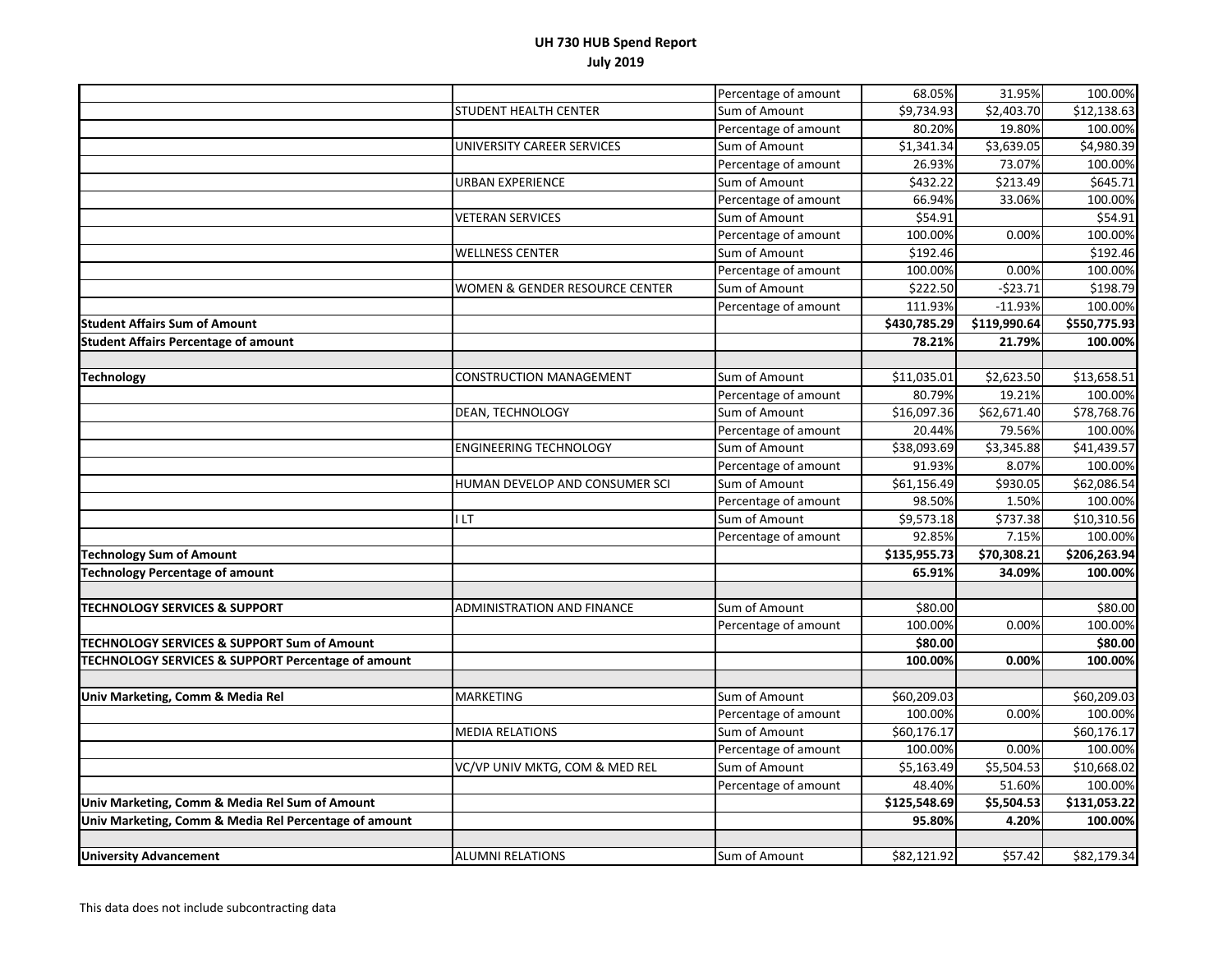# UH 730 HUB Spend Report
## July 2019

| | | | | | |
|---|---|---|---|---|---|
| | | Percentage of amount | 68.05% | 31.95% | 100.00% |
| | STUDENT HEALTH CENTER | Sum of Amount | $9,734.93 | $2,403.70 | $12,138.63 |
| | | Percentage of amount | 80.20% | 19.80% | 100.00% |
| | UNIVERSITY CAREER SERVICES | Sum of Amount | $1,341.34 | $3,639.05 | $4,980.39 |
| | | Percentage of amount | 26.93% | 73.07% | 100.00% |
| | URBAN EXPERIENCE | Sum of Amount | $432.22 | $213.49 | $645.71 |
| | | Percentage of amount | 66.94% | 33.06% | 100.00% |
| | VETERAN SERVICES | Sum of Amount | $54.91 | | $54.91 |
| | | Percentage of amount | 100.00% | 0.00% | 100.00% |
| | WELLNESS CENTER | Sum of Amount | $192.46 | | $192.46 |
| | | Percentage of amount | 100.00% | 0.00% | 100.00% |
| | WOMEN & GENDER RESOURCE CENTER | Sum of Amount | $222.50 | -$23.71 | $198.79 |
| | | Percentage of amount | 111.93% | -11.93% | 100.00% |
| **Student Affairs Sum of Amount** | | | **$430,785.29** | **$119,990.64** | **$550,775.93** |
| **Student Affairs Percentage of amount** | | | **78.21%** | **21.79%** | **100.00%** |
| | | | | | |
| **Technology** | CONSTRUCTION MANAGEMENT | Sum of Amount | $11,035.01 | $2,623.50 | $13,658.51 |
| | | Percentage of amount | 80.79% | 19.21% | 100.00% |
| | DEAN, TECHNOLOGY | Sum of Amount | $16,097.36 | $62,671.40 | $78,768.76 |
| | | Percentage of amount | 20.44% | 79.56% | 100.00% |
| | ENGINEERING TECHNOLOGY | Sum of Amount | $38,093.69 | $3,345.88 | $41,439.57 |
| | | Percentage of amount | 91.93% | 8.07% | 100.00% |
| | HUMAN DEVELOP AND CONSUMER SCI | Sum of Amount | $61,156.49 | $930.05 | $62,086.54 |
| | | Percentage of amount | 98.50% | 1.50% | 100.00% |
| | I LT | Sum of Amount | $9,573.18 | $737.38 | $10,310.56 |
| | | Percentage of amount | 92.85% | 7.15% | 100.00% |
| **Technology Sum of Amount** | | | **$135,955.73** | **$70,308.21** | **$206,263.94** |
| **Technology Percentage of amount** | | | **65.91%** | **34.09%** | **100.00%** |
| | | | | | |
| **TECHNOLOGY SERVICES & SUPPORT** | ADMINISTRATION AND FINANCE | Sum of Amount | $80.00 | | $80.00 |
| | | Percentage of amount | 100.00% | 0.00% | 100.00% |
| **TECHNOLOGY SERVICES & SUPPORT Sum of Amount** | | | **$80.00** | | **$80.00** |
| **TECHNOLOGY SERVICES & SUPPORT Percentage of amount** | | | **100.00%** | **0.00%** | **100.00%** |
| | | | | | |
| **Univ Marketing, Comm & Media Rel** | MARKETING | Sum of Amount | $60,209.03 | | $60,209.03 |
| | | Percentage of amount | 100.00% | 0.00% | 100.00% |
| | MEDIA RELATIONS | Sum of Amount | $60,176.17 | | $60,176.17 |
| | | Percentage of amount | 100.00% | 0.00% | 100.00% |
| | VC/VP UNIV MKTG, COM & MED REL | Sum of Amount | $5,163.49 | $5,504.53 | $10,668.02 |
| | | Percentage of amount | 48.40% | 51.60% | 100.00% |
| **Univ Marketing, Comm & Media Rel Sum of Amount** | | | **$125,548.69** | **$5,504.53** | **$131,053.22** |
| **Univ Marketing, Comm & Media Rel Percentage of amount** | | | **95.80%** | **4.20%** | **100.00%** |
| | | | | | |
| **University Advancement** | ALUMNI RELATIONS | Sum of Amount | $82,121.92 | $57.42 | $82,179.34 |

This data does not include subcontracting data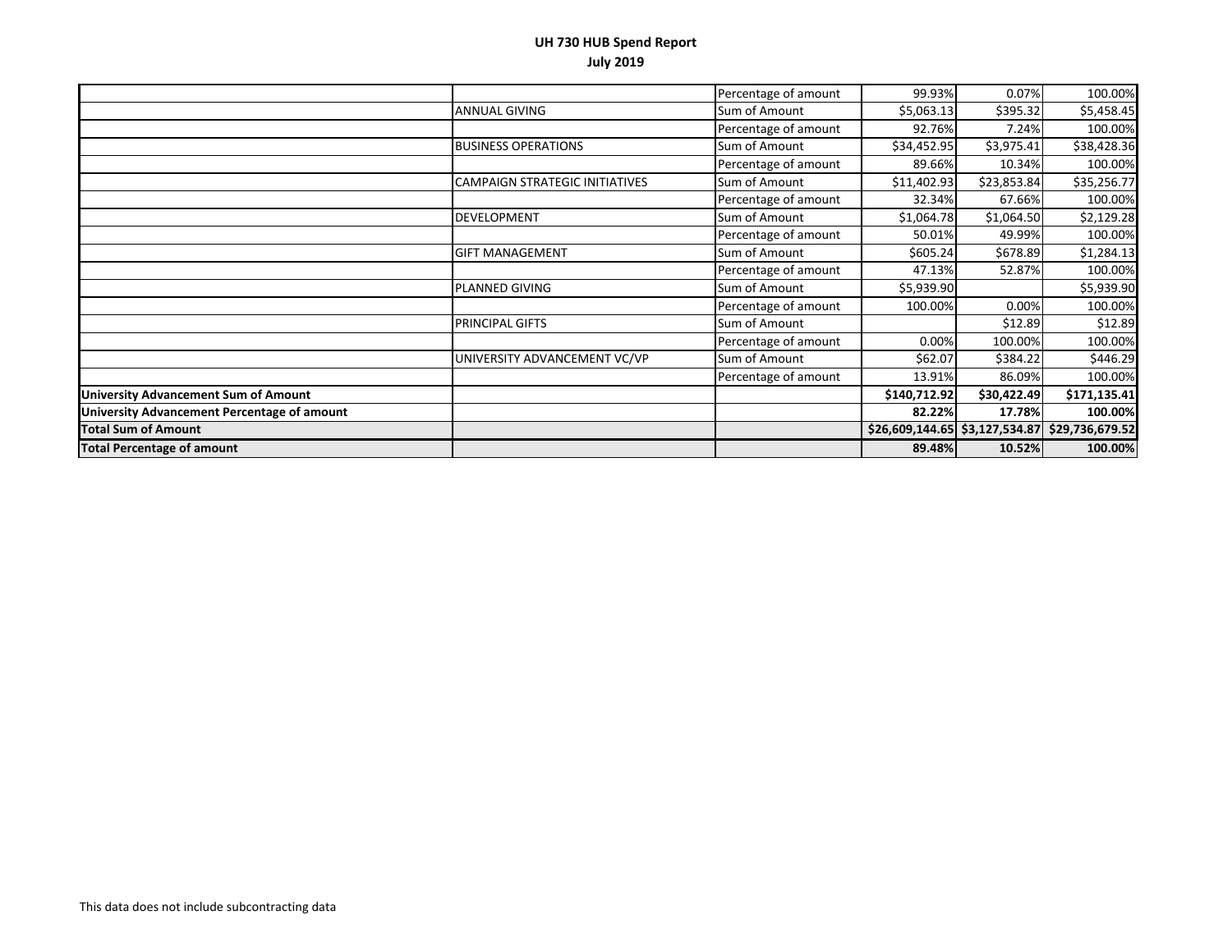**UH 730 HUB Spend Report**
**July 2019**

| | | | | | |
|---|---|---|---|---|---|
| | | Percentage of amount | 99.93% | 0.07% | 100.00% |
| | ANNUAL GIVING | Sum of Amount | $5,063.13 | $395.32 | $5,458.45 |
| | | Percentage of amount | 92.76% | 7.24% | 100.00% |
| | BUSINESS OPERATIONS | Sum of Amount | $34,452.95 | $3,975.41 | $38,428.36 |
| | | Percentage of amount | 89.66% | 10.34% | 100.00% |
| | CAMPAIGN STRATEGIC INITIATIVES | Sum of Amount | $11,402.93 | $23,853.84 | $35,256.77 |
| | | Percentage of amount | 32.34% | 67.66% | 100.00% |
| | DEVELOPMENT | Sum of Amount | $1,064.78 | $1,064.50 | $2,129.28 |
| | | Percentage of amount | 50.01% | 49.99% | 100.00% |
| | GIFT MANAGEMENT | Sum of Amount | $605.24 | $678.89 | $1,284.13 |
| | | Percentage of amount | 47.13% | 52.87% | 100.00% |
| | PLANNED GIVING | Sum of Amount | $5,939.90 | | $5,939.90 |
| | | Percentage of amount | 100.00% | 0.00% | 100.00% |
| | PRINCIPAL GIFTS | Sum of Amount | | $12.89 | $12.89 |
| | | Percentage of amount | 0.00% | 100.00% | 100.00% |
| | UNIVERSITY ADVANCEMENT VC/VP | Sum of Amount | $62.07 | $384.22 | $446.29 |
| | | Percentage of amount | 13.91% | 86.09% | 100.00% |
| **University Advancement Sum of Amount** | | | **$140,712.92** | **$30,422.49** | **$171,135.41** |
| **University Advancement Percentage of amount** | | | **82.22%** | **17.78%** | **100.00%** |
| **Total Sum of Amount** | | | **$26,609,144.65** | **$3,127,534.87** | **$29,736,679.52** |
| **Total Percentage of amount** | | | **89.48%** | **10.52%** | **100.00%** |

This data does not include subcontracting data